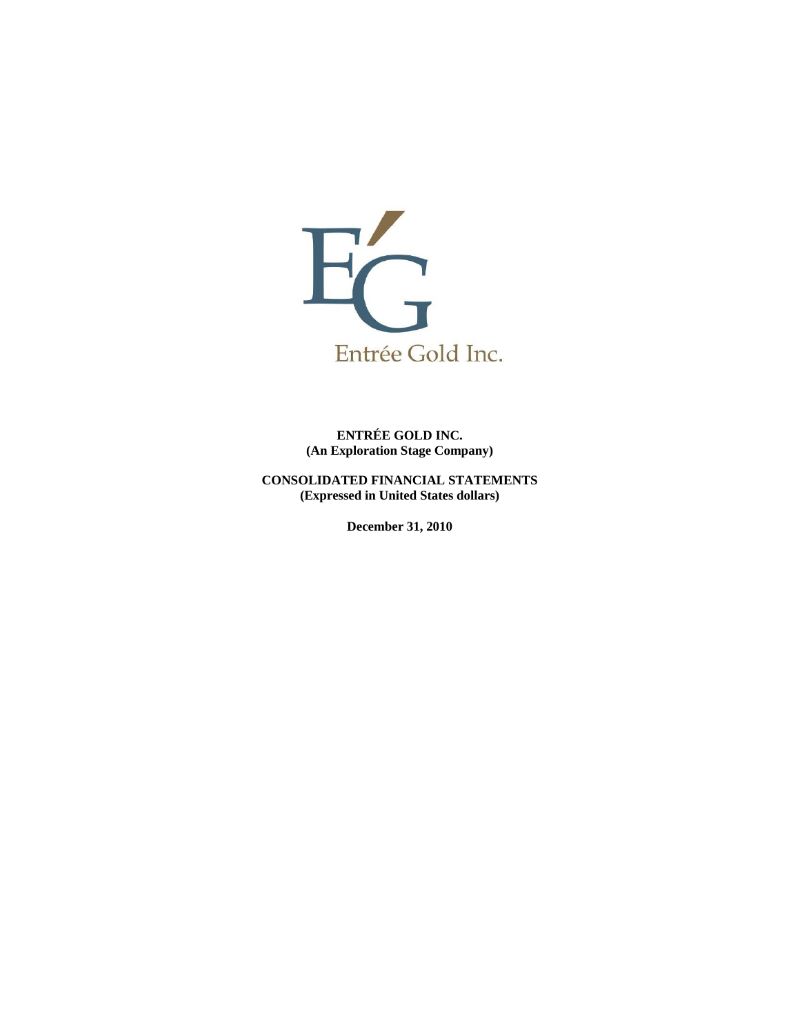Entrée Gold Inc.

**ENTRÉE GOLD INC.**
**(An Exploration Stage Company)**

**CONSOLIDATED FINANCIAL STATEMENTS**
**(Expressed in United States dollars)**

**December 31, 2010**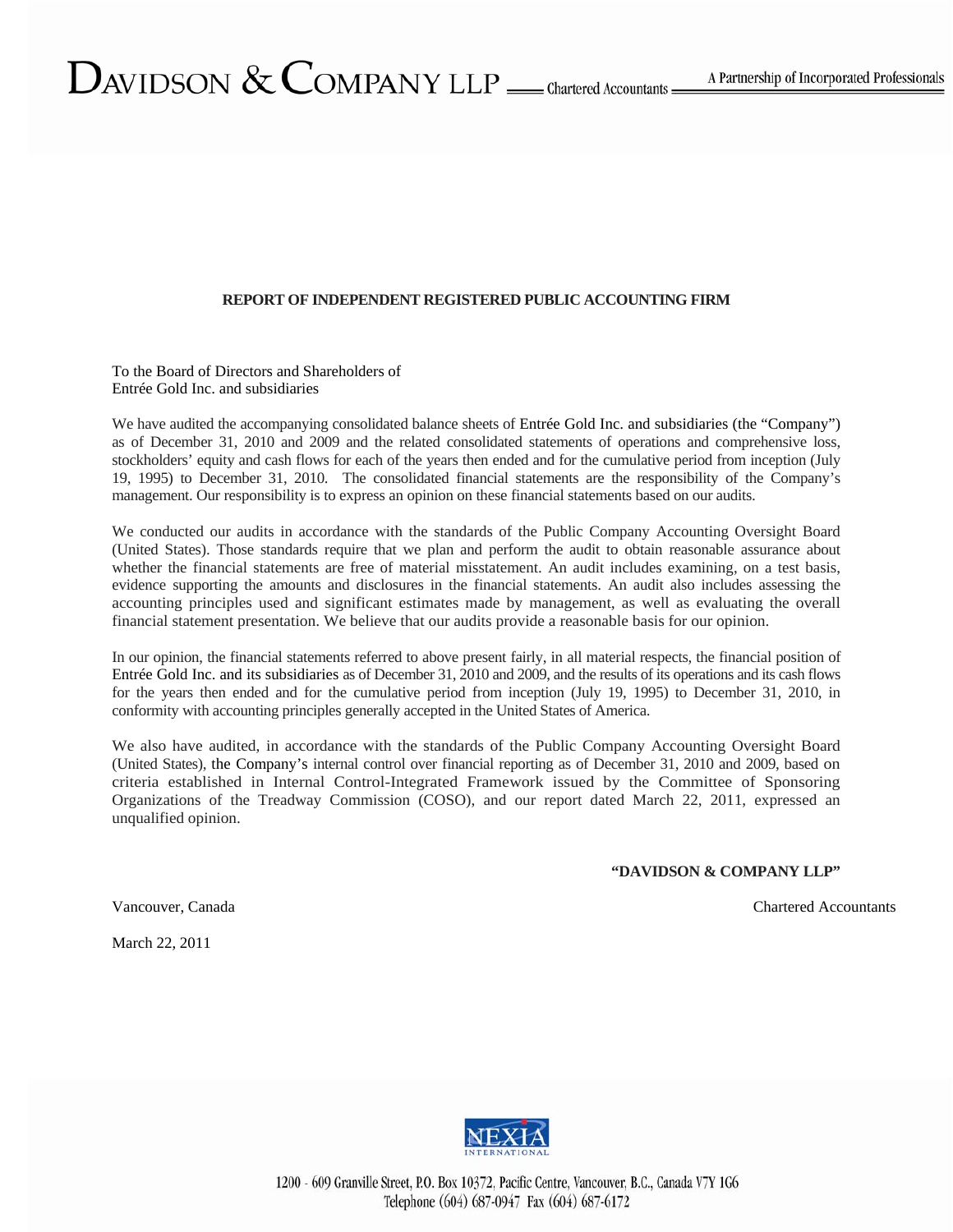# DAVIDSON & COMPANY LLP — Chartered Accountants — A Partnership of Incorporated Professionals

## REPORT OF INDEPENDENT REGISTERED PUBLIC ACCOUNTING FIRM

To the Board of Directors and Shareholders of
Entrée Gold Inc. and subsidiaries

We have audited the accompanying consolidated balance sheets of Entrée Gold Inc. and subsidiaries (the "Company") as of December 31, 2010 and 2009 and the related consolidated statements of operations and comprehensive loss, stockholders' equity and cash flows for each of the years then ended and for the cumulative period from inception (July 19, 1995) to December 31, 2010. The consolidated financial statements are the responsibility of the Company's management. Our responsibility is to express an opinion on these financial statements based on our audits.

We conducted our audits in accordance with the standards of the Public Company Accounting Oversight Board (United States). Those standards require that we plan and perform the audit to obtain reasonable assurance about whether the financial statements are free of material misstatement. An audit includes examining, on a test basis, evidence supporting the amounts and disclosures in the financial statements. An audit also includes assessing the accounting principles used and significant estimates made by management, as well as evaluating the overall financial statement presentation. We believe that our audits provide a reasonable basis for our opinion.

In our opinion, the financial statements referred to above present fairly, in all material respects, the financial position of Entrée Gold Inc. and its subsidiaries as of December 31, 2010 and 2009, and the results of its operations and its cash flows for the years then ended and for the cumulative period from inception (July 19, 1995) to December 31, 2010, in conformity with accounting principles generally accepted in the United States of America.

We also have audited, in accordance with the standards of the Public Company Accounting Oversight Board (United States), the Company's internal control over financial reporting as of December 31, 2010 and 2009, based on criteria established in Internal Control-Integrated Framework issued by the Committee of Sponsoring Organizations of the Treadway Commission (COSO), and our report dated March 22, 2011, expressed an unqualified opinion.

**"DAVIDSON & COMPANY LLP"**

Vancouver, Canada — Chartered Accountants

March 22, 2011

NEXIA INTERNATIONAL

1200 - 609 Granville Street, P.O. Box 10372, Pacific Centre, Vancouver, B.C., Canada V7Y 1G6
Telephone (604) 687-0947 Fax (604) 687-6172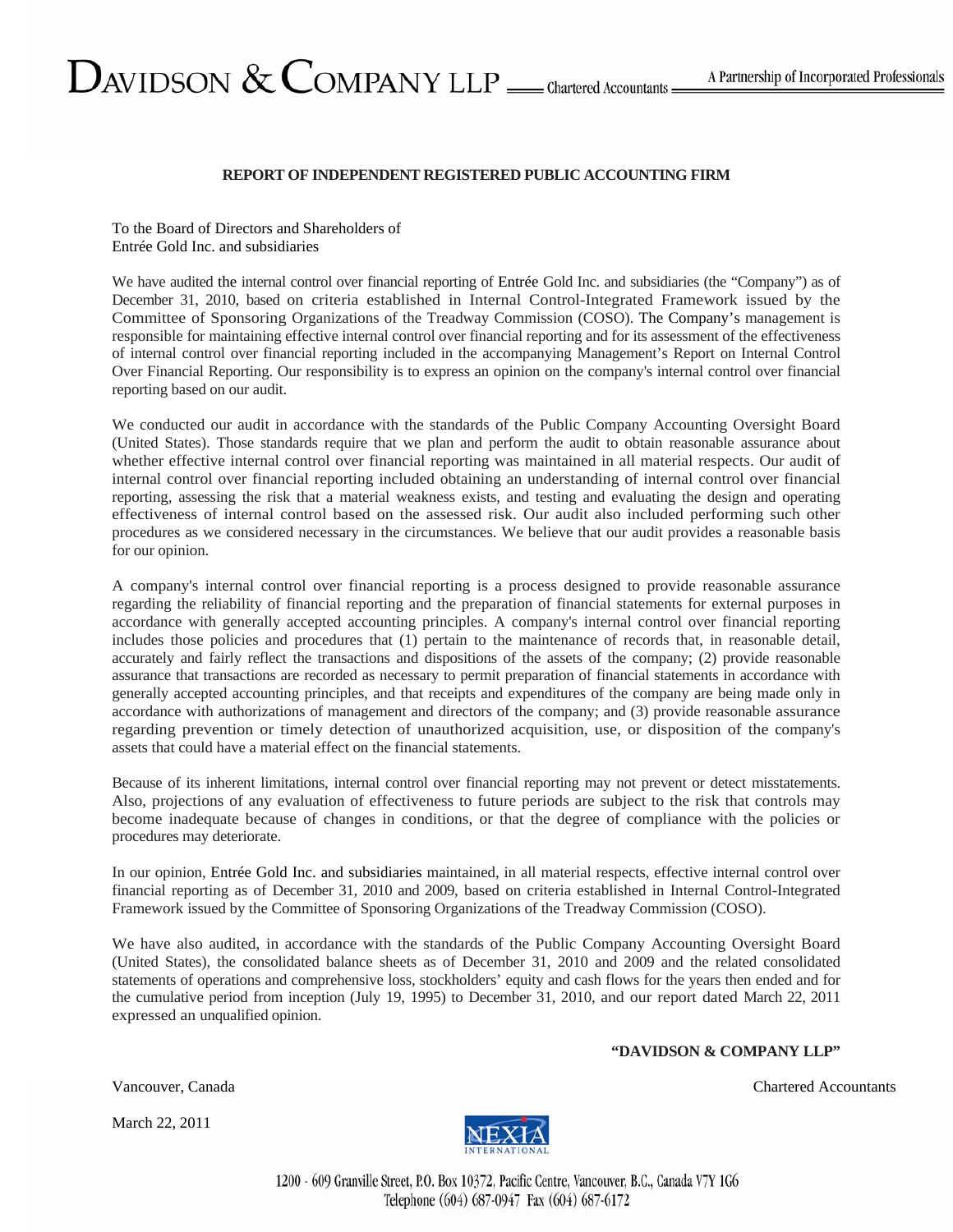DAVIDSON & COMPANY LLP — Chartered Accountants — A Partnership of Incorporated Professionals

## REPORT OF INDEPENDENT REGISTERED PUBLIC ACCOUNTING FIRM

To the Board of Directors and Shareholders of
Entrée Gold Inc. and subsidiaries

We have audited the internal control over financial reporting of Entrée Gold Inc. and subsidiaries (the "Company") as of December 31, 2010, based on criteria established in Internal Control-Integrated Framework issued by the Committee of Sponsoring Organizations of the Treadway Commission (COSO). The Company's management is responsible for maintaining effective internal control over financial reporting and for its assessment of the effectiveness of internal control over financial reporting included in the accompanying Management's Report on Internal Control Over Financial Reporting. Our responsibility is to express an opinion on the company's internal control over financial reporting based on our audit.

We conducted our audit in accordance with the standards of the Public Company Accounting Oversight Board (United States). Those standards require that we plan and perform the audit to obtain reasonable assurance about whether effective internal control over financial reporting was maintained in all material respects. Our audit of internal control over financial reporting included obtaining an understanding of internal control over financial reporting, assessing the risk that a material weakness exists, and testing and evaluating the design and operating effectiveness of internal control based on the assessed risk. Our audit also included performing such other procedures as we considered necessary in the circumstances. We believe that our audit provides a reasonable basis for our opinion.

A company's internal control over financial reporting is a process designed to provide reasonable assurance regarding the reliability of financial reporting and the preparation of financial statements for external purposes in accordance with generally accepted accounting principles. A company's internal control over financial reporting includes those policies and procedures that (1) pertain to the maintenance of records that, in reasonable detail, accurately and fairly reflect the transactions and dispositions of the assets of the company; (2) provide reasonable assurance that transactions are recorded as necessary to permit preparation of financial statements in accordance with generally accepted accounting principles, and that receipts and expenditures of the company are being made only in accordance with authorizations of management and directors of the company; and (3) provide reasonable assurance regarding prevention or timely detection of unauthorized acquisition, use, or disposition of the company's assets that could have a material effect on the financial statements.

Because of its inherent limitations, internal control over financial reporting may not prevent or detect misstatements. Also, projections of any evaluation of effectiveness to future periods are subject to the risk that controls may become inadequate because of changes in conditions, or that the degree of compliance with the policies or procedures may deteriorate.

In our opinion, Entrée Gold Inc. and subsidiaries maintained, in all material respects, effective internal control over financial reporting as of December 31, 2010 and 2009, based on criteria established in Internal Control-Integrated Framework issued by the Committee of Sponsoring Organizations of the Treadway Commission (COSO).

We have also audited, in accordance with the standards of the Public Company Accounting Oversight Board (United States), the consolidated balance sheets as of December 31, 2010 and 2009 and the related consolidated statements of operations and comprehensive loss, stockholders' equity and cash flows for the years then ended and for the cumulative period from inception (July 19, 1995) to December 31, 2010, and our report dated March 22, 2011 expressed an unqualified opinion.

**"DAVIDSON & COMPANY LLP"**

Vancouver, Canada — Chartered Accountants

March 22, 2011

NEXIA INTERNATIONAL

1200 - 609 Granville Street, P.O. Box 10372, Pacific Centre, Vancouver, B.C., Canada V7Y 1G6
Telephone (604) 687-0947 Fax (604) 687-6172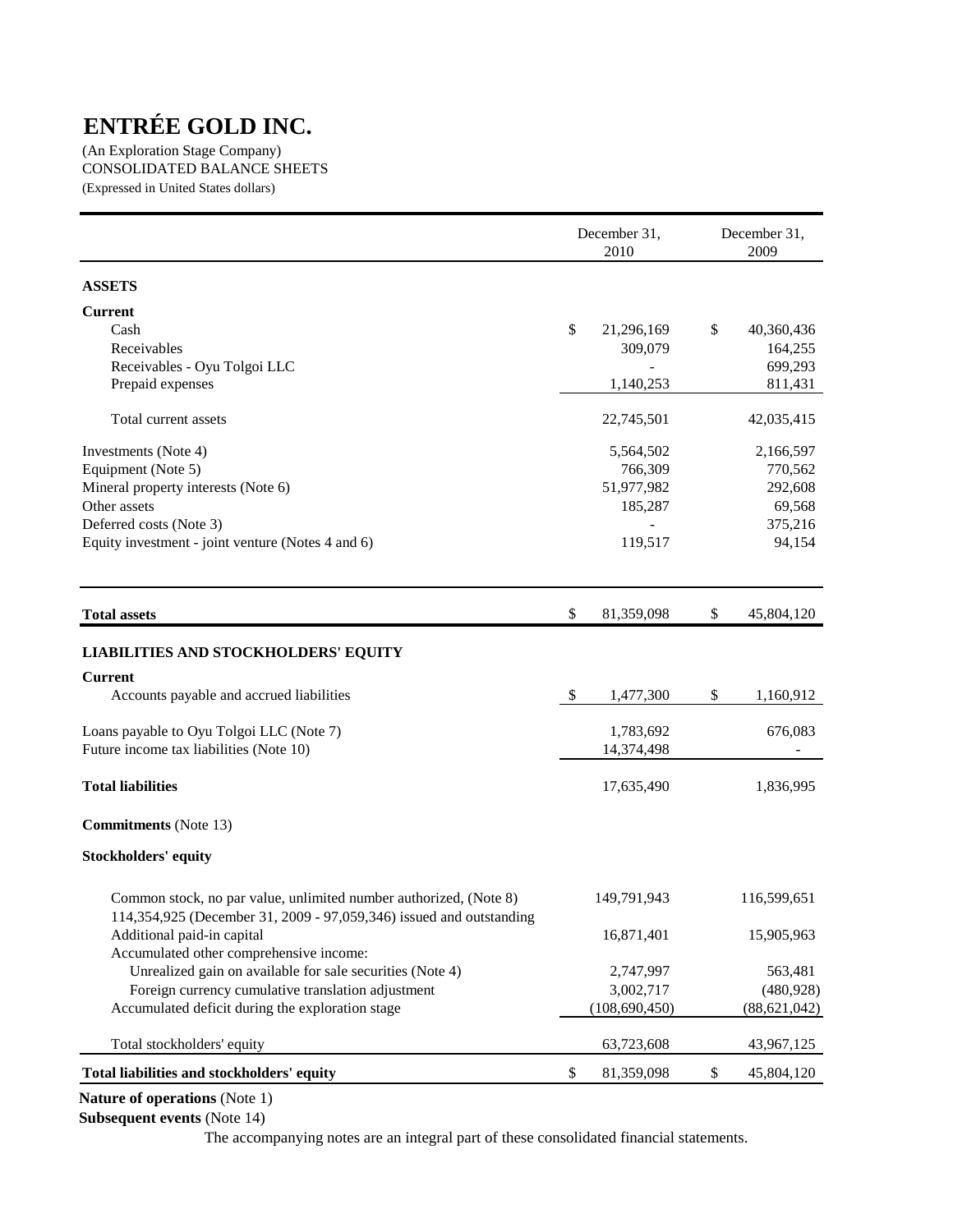# ENTRÉE GOLD INC.

(An Exploration Stage Company)
CONSOLIDATED BALANCE SHEETS
(Expressed in United States dollars)

| | December 31, 2010 | December 31, 2009 |
|---|---|---|
| **ASSETS** | | |
| **Current** | | |
| Cash | $ 21,296,169 | $ 40,360,436 |
| Receivables | 309,079 | 164,255 |
| Receivables - Oyu Tolgoi LLC | - | 699,293 |
| Prepaid expenses | 1,140,253 | 811,431 |
| Total current assets | 22,745,501 | 42,035,415 |
| Investments (Note 4) | 5,564,502 | 2,166,597 |
| Equipment (Note 5) | 766,309 | 770,562 |
| Mineral property interests (Note 6) | 51,977,982 | 292,608 |
| Other assets | 185,287 | 69,568 |
| Deferred costs (Note 3) | - | 375,216 |
| Equity investment - joint venture (Notes 4 and 6) | 119,517 | 94,154 |
| **Total assets** | $ 81,359,098 | $ 45,804,120 |
| **LIABILITIES AND STOCKHOLDERS' EQUITY** | | |
| **Current** | | |
| Accounts payable and accrued liabilities | $ 1,477,300 | $ 1,160,912 |
| Loans payable to Oyu Tolgoi LLC (Note 7) | 1,783,692 | 676,083 |
| Future income tax liabilities (Note 10) | 14,374,498 | - |
| **Total liabilities** | 17,635,490 | 1,836,995 |
| **Commitments** (Note 13) | | |
| **Stockholders' equity** | | |
| Common stock, no par value, unlimited number authorized, (Note 8) 114,354,925 (December 31, 2009 - 97,059,346) issued and outstanding | 149,791,943 | 116,599,651 |
| Additional paid-in capital | 16,871,401 | 15,905,963 |
| Accumulated other comprehensive income: | | |
| Unrealized gain on available for sale securities (Note 4) | 2,747,997 | 563,481 |
| Foreign currency cumulative translation adjustment | 3,002,717 | (480,928) |
| Accumulated deficit during the exploration stage | (108,690,450) | (88,621,042) |
| Total stockholders' equity | 63,723,608 | 43,967,125 |
| **Total liabilities and stockholders' equity** | $ 81,359,098 | $ 45,804,120 |

**Nature of operations** (Note 1)
**Subsequent events** (Note 14)

The accompanying notes are an integral part of these consolidated financial statements.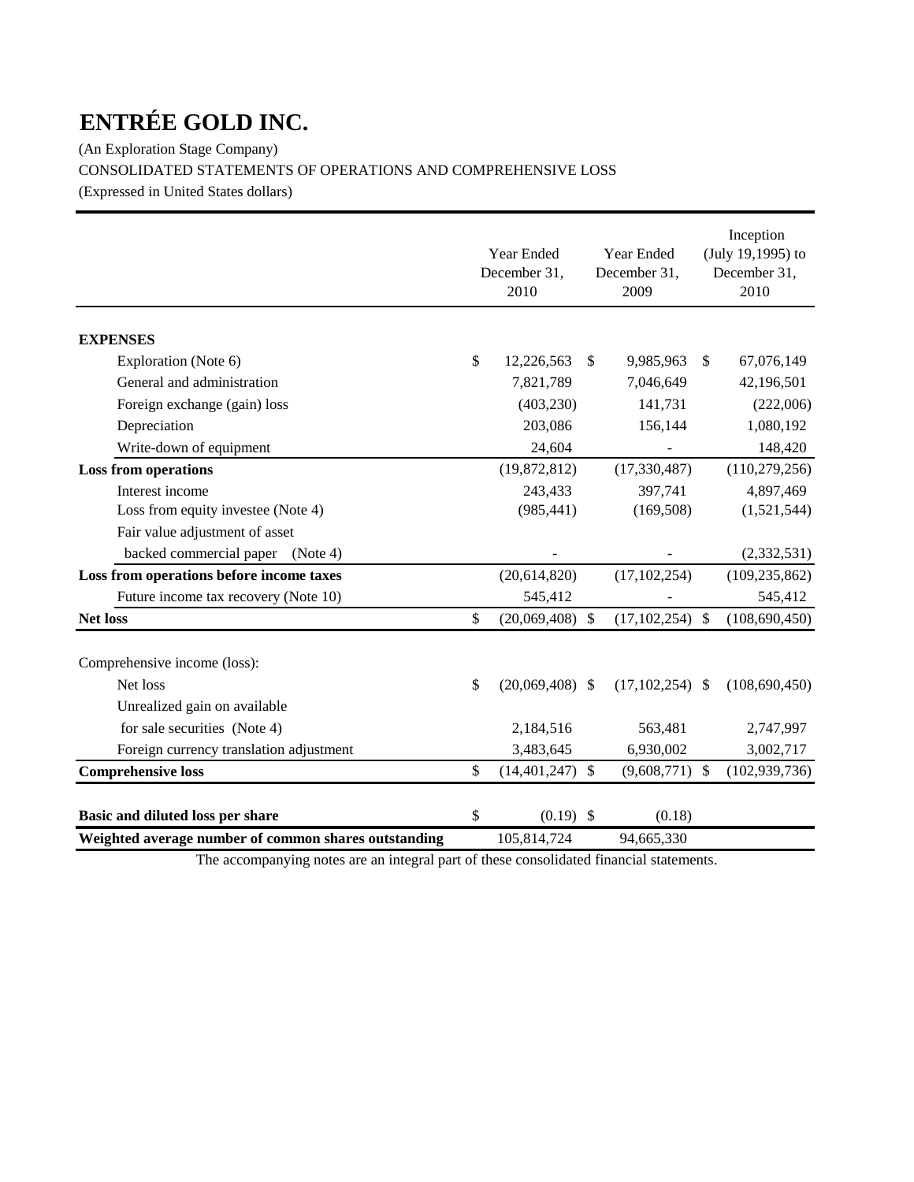# ENTRÉE GOLD INC.

(An Exploration Stage Company)

CONSOLIDATED STATEMENTS OF OPERATIONS AND COMPREHENSIVE LOSS

(Expressed in United States dollars)

| | Year Ended December 31, 2010 | Year Ended December 31, 2009 | Inception (July 19,1995) to December 31, 2010 |
|---|---|---|---|
| **EXPENSES** | | | |
| Exploration (Note 6) | $ 12,226,563 | $ 9,985,963 | $ 67,076,149 |
| General and administration | 7,821,789 | 7,046,649 | 42,196,501 |
| Foreign exchange (gain) loss | (403,230) | 141,731 | (222,006) |
| Depreciation | 203,086 | 156,144 | 1,080,192 |
| Write-down of equipment | 24,604 | - | 148,420 |
| **Loss from operations** | (19,872,812) | (17,330,487) | (110,279,256) |
| Interest income | 243,433 | 397,741 | 4,897,469 |
| Loss from equity investee (Note 4) | (985,441) | (169,508) | (1,521,544) |
| Fair value adjustment of asset backed commercial paper (Note 4) | - | - | (2,332,531) |
| **Loss from operations before income taxes** | (20,614,820) | (17,102,254) | (109,235,862) |
| Future income tax recovery (Note 10) | 545,412 | - | 545,412 |
| **Net loss** | $ (20,069,408) | $ (17,102,254) | $ (108,690,450) |
| Comprehensive income (loss): | | | |
| Net loss | $ (20,069,408) | $ (17,102,254) | $ (108,690,450) |
| Unrealized gain on available for sale securities (Note 4) | 2,184,516 | 563,481 | 2,747,997 |
| Foreign currency translation adjustment | 3,483,645 | 6,930,002 | 3,002,717 |
| **Comprehensive loss** | $ (14,401,247) | $ (9,608,771) | $ (102,939,736) |
| **Basic and diluted loss per share** | $ (0.19) | $ (0.18) | |
| **Weighted average number of common shares outstanding** | 105,814,724 | 94,665,330 | |

The accompanying notes are an integral part of these consolidated financial statements.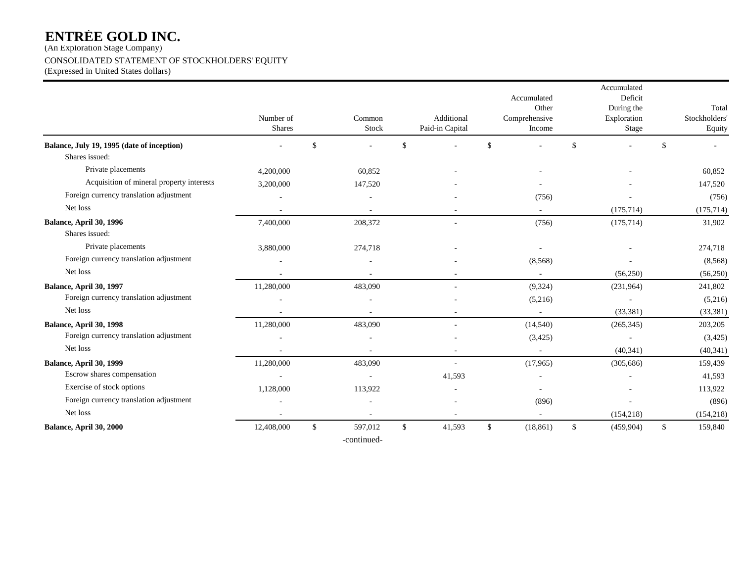# ENTRÉE GOLD INC.

(An Exploration Stage Company)

CONSOLIDATED STATEMENT OF STOCKHOLDERS' EQUITY

(Expressed in United States dollars)

| | Number of Shares | Common Stock | Additional Paid-in Capital | Accumulated Other Comprehensive Income | Accumulated Deficit During the Exploration Stage | Total Stockholders' Equity |
|---|---|---|---|---|---|---|
| **Balance, July 19, 1995 (date of inception)** | - | $ - | $ - | $ - | $ - | $ - |
| Shares issued: | | | | | | |
| Private placements | 4,200,000 | 60,852 | - | - | - | 60,852 |
| Acquisition of mineral property interests | 3,200,000 | 147,520 | - | - | - | 147,520 |
| Foreign currency translation adjustment | - | - | - | (756) | - | (756) |
| Net loss | - | - | - | - | (175,714) | (175,714) |
| **Balance, April 30, 1996** | 7,400,000 | 208,372 | - | (756) | (175,714) | 31,902 |
| Shares issued: | | | | | | |
| Private placements | 3,880,000 | 274,718 | - | - | - | 274,718 |
| Foreign currency translation adjustment | - | - | - | (8,568) | - | (8,568) |
| Net loss | - | - | - | - | (56,250) | (56,250) |
| **Balance, April 30, 1997** | 11,280,000 | 483,090 | - | (9,324) | (231,964) | 241,802 |
| Foreign currency translation adjustment | - | - | - | (5,216) | - | (5,216) |
| Net loss | - | - | - | - | (33,381) | (33,381) |
| **Balance, April 30, 1998** | 11,280,000 | 483,090 | - | (14,540) | (265,345) | 203,205 |
| Foreign currency translation adjustment | - | - | - | (3,425) | - | (3,425) |
| Net loss | - | - | - | - | (40,341) | (40,341) |
| **Balance, April 30, 1999** | 11,280,000 | 483,090 | - | (17,965) | (305,686) | 159,439 |
| Escrow shares compensation | - | - | 41,593 | - | - | 41,593 |
| Exercise of stock options | 1,128,000 | 113,922 | - | - | - | 113,922 |
| Foreign currency translation adjustment | - | - | - | (896) | - | (896) |
| Net loss | - | - | - | - | (154,218) | (154,218) |
| **Balance, April 30, 2000** | 12,408,000 | $ 597,012 | $ 41,593 | $ (18,861) | $ (459,904) | $ 159,840 |

-continued-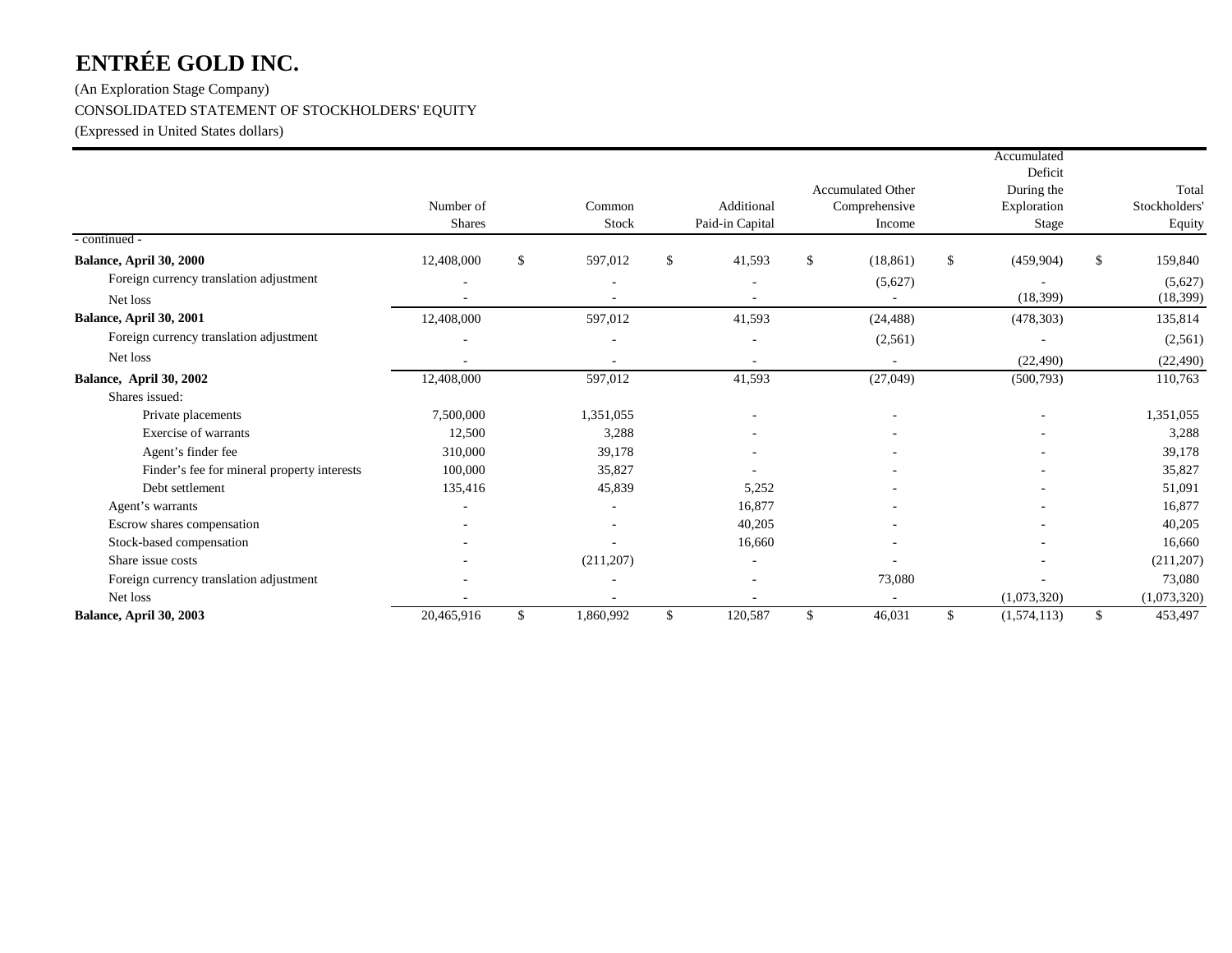# ENTRÉE GOLD INC.

(An Exploration Stage Company)

CONSOLIDATED STATEMENT OF STOCKHOLDERS' EQUITY

(Expressed in United States dollars)

| | Number of Shares | Common Stock | Additional Paid-in Capital | Accumulated Other Comprehensive Income | Accumulated Deficit During the Exploration Stage | Total Stockholders' Equity |
|---|---|---|---|---|---|---|
| - continued - | | | | | | |
| **Balance, April 30, 2000** | 12,408,000 | $ 597,012 | $ 41,593 | $ (18,861) | $ (459,904) | $ 159,840 |
| Foreign currency translation adjustment | - | - | - | (5,627) | - | (5,627) |
| Net loss | - | - | - | - | (18,399) | (18,399) |
| **Balance, April 30, 2001** | 12,408,000 | 597,012 | 41,593 | (24,488) | (478,303) | 135,814 |
| Foreign currency translation adjustment | - | - | - | (2,561) | - | (2,561) |
| Net loss | - | - | - | - | (22,490) | (22,490) |
| **Balance, April 30, 2002** | 12,408,000 | 597,012 | 41,593 | (27,049) | (500,793) | 110,763 |
| Shares issued: | | | | | | |
| Private placements | 7,500,000 | 1,351,055 | - | - | - | 1,351,055 |
| Exercise of warrants | 12,500 | 3,288 | - | - | - | 3,288 |
| Agent's finder fee | 310,000 | 39,178 | - | - | - | 39,178 |
| Finder's fee for mineral property interests | 100,000 | 35,827 | - | - | - | 35,827 |
| Debt settlement | 135,416 | 45,839 | 5,252 | - | - | 51,091 |
| Agent's warrants | - | - | 16,877 | - | - | 16,877 |
| Escrow shares compensation | - | - | 40,205 | - | - | 40,205 |
| Stock-based compensation | - | - | 16,660 | - | - | 16,660 |
| Share issue costs | - | (211,207) | - | - | - | (211,207) |
| Foreign currency translation adjustment | - | - | - | 73,080 | - | 73,080 |
| Net loss | - | - | - | - | (1,073,320) | (1,073,320) |
| **Balance, April 30, 2003** | 20,465,916 | $ 1,860,992 | $ 120,587 | $ 46,031 | $ (1,574,113) | $ 453,497 |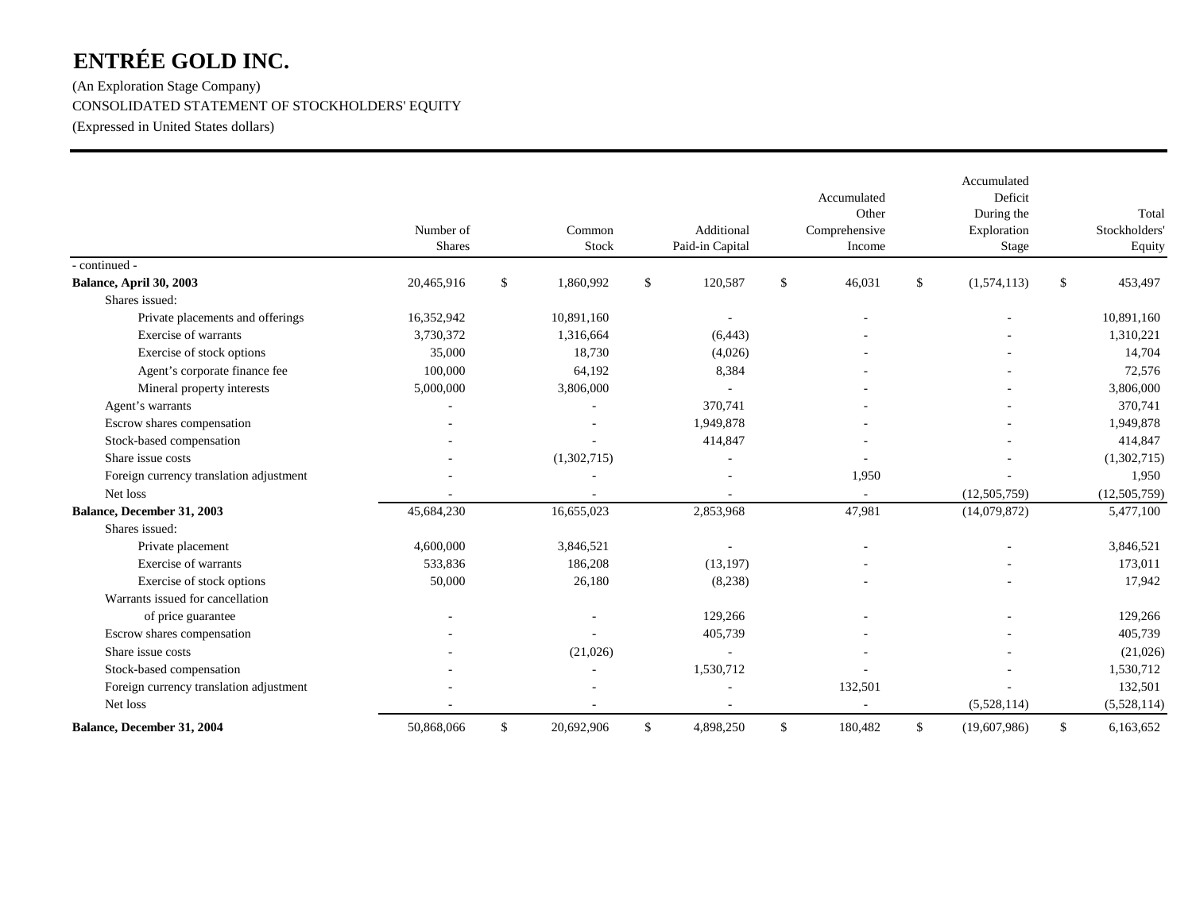# ENTRÉE GOLD INC.

(An Exploration Stage Company)

CONSOLIDATED STATEMENT OF STOCKHOLDERS' EQUITY

(Expressed in United States dollars)

| | Number of Shares | Common Stock | Additional Paid-in Capital | Accumulated Other Comprehensive Income | Accumulated Deficit During the Exploration Stage | Total Stockholders' Equity |
|---|---|---|---|---|---|---|
| - continued - | | | | | | |
| **Balance, April 30, 2003** | 20,465,916 | $ 1,860,992 | $ 120,587 | $ 46,031 | $ (1,574,113) | $ 453,497 |
| Shares issued: | | | | | | |
| Private placements and offerings | 16,352,942 | 10,891,160 | - | - | - | 10,891,160 |
| Exercise of warrants | 3,730,372 | 1,316,664 | (6,443) | - | - | 1,310,221 |
| Exercise of stock options | 35,000 | 18,730 | (4,026) | - | - | 14,704 |
| Agent's corporate finance fee | 100,000 | 64,192 | 8,384 | - | - | 72,576 |
| Mineral property interests | 5,000,000 | 3,806,000 | - | - | - | 3,806,000 |
| Agent's warrants | - | - | 370,741 | - | - | 370,741 |
| Escrow shares compensation | - | - | 1,949,878 | - | - | 1,949,878 |
| Stock-based compensation | - | - | 414,847 | - | - | 414,847 |
| Share issue costs | - | (1,302,715) | - | - | - | (1,302,715) |
| Foreign currency translation adjustment | - | - | - | 1,950 | - | 1,950 |
| Net loss | - | - | - | - | (12,505,759) | (12,505,759) |
| **Balance, December 31, 2003** | 45,684,230 | 16,655,023 | 2,853,968 | 47,981 | (14,079,872) | 5,477,100 |
| Shares issued: | | | | | | |
| Private placement | 4,600,000 | 3,846,521 | - | - | - | 3,846,521 |
| Exercise of warrants | 533,836 | 186,208 | (13,197) | - | - | 173,011 |
| Exercise of stock options | 50,000 | 26,180 | (8,238) | - | - | 17,942 |
| Warrants issued for cancellation of price guarantee | - | - | 129,266 | - | - | 129,266 |
| Escrow shares compensation | - | - | 405,739 | - | - | 405,739 |
| Share issue costs | - | (21,026) | - | - | - | (21,026) |
| Stock-based compensation | - | - | 1,530,712 | - | - | 1,530,712 |
| Foreign currency translation adjustment | - | - | - | 132,501 | - | 132,501 |
| Net loss | - | - | - | - | (5,528,114) | (5,528,114) |
| **Balance, December 31, 2004** | 50,868,066 | $ 20,692,906 | $ 4,898,250 | $ 180,482 | $ (19,607,986) | $ 6,163,652 |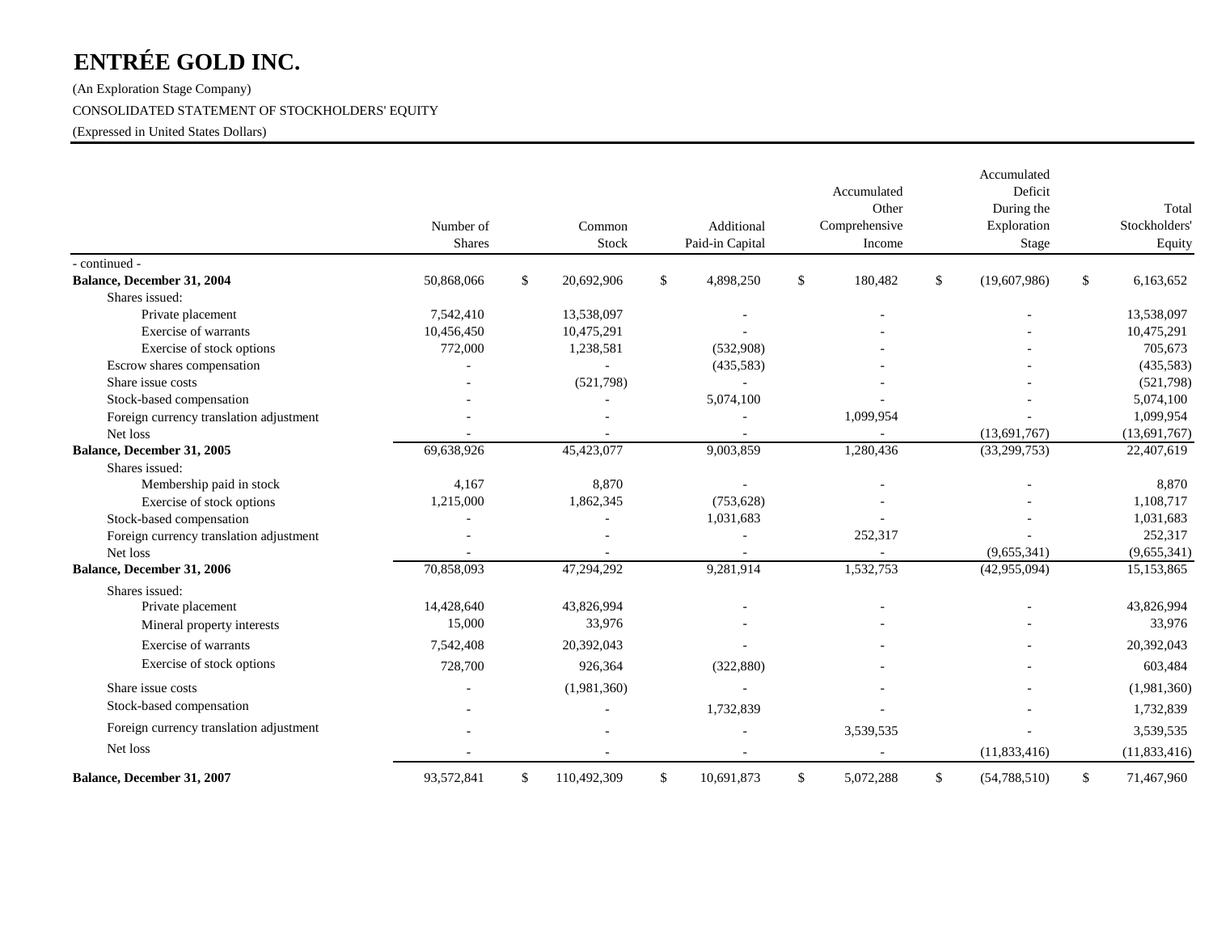# ENTRÉE GOLD INC.

(An Exploration Stage Company)

CONSOLIDATED STATEMENT OF STOCKHOLDERS' EQUITY

(Expressed in United States Dollars)

| | Number of Shares | Common Stock | Additional Paid-in Capital | Accumulated Other Comprehensive Income | Accumulated Deficit During the Exploration Stage | Total Stockholders' Equity |
|---|---|---|---|---|---|---|
| - continued - | | | | | | |
| **Balance, December 31, 2004** | 50,868,066 | $ 20,692,906 | $ 4,898,250 | $ 180,482 | $ (19,607,986) | $ 6,163,652 |
| Shares issued: | | | | | | |
| Private placement | 7,542,410 | 13,538,097 | - | - | - | 13,538,097 |
| Exercise of warrants | 10,456,450 | 10,475,291 | - | - | - | 10,475,291 |
| Exercise of stock options | 772,000 | 1,238,581 | (532,908) | - | - | 705,673 |
| Escrow shares compensation | - | - | (435,583) | - | - | (435,583) |
| Share issue costs | - | (521,798) | - | - | - | (521,798) |
| Stock-based compensation | - | - | 5,074,100 | - | - | 5,074,100 |
| Foreign currency translation adjustment | - | - | - | 1,099,954 | - | 1,099,954 |
| Net loss | - | - | - | - | (13,691,767) | (13,691,767) |
| **Balance, December 31, 2005** | 69,638,926 | 45,423,077 | 9,003,859 | 1,280,436 | (33,299,753) | 22,407,619 |
| Shares issued: | | | | | | |
| Membership paid in stock | 4,167 | 8,870 | - | - | - | 8,870 |
| Exercise of stock options | 1,215,000 | 1,862,345 | (753,628) | - | - | 1,108,717 |
| Stock-based compensation | - | - | 1,031,683 | - | - | 1,031,683 |
| Foreign currency translation adjustment | - | - | - | 252,317 | - | 252,317 |
| Net loss | - | - | - | - | (9,655,341) | (9,655,341) |
| **Balance, December 31, 2006** | 70,858,093 | 47,294,292 | 9,281,914 | 1,532,753 | (42,955,094) | 15,153,865 |
| Shares issued: | | | | | | |
| Private placement | 14,428,640 | 43,826,994 | - | - | - | 43,826,994 |
| Mineral property interests | 15,000 | 33,976 | - | - | - | 33,976 |
| Exercise of warrants | 7,542,408 | 20,392,043 | - | - | - | 20,392,043 |
| Exercise of stock options | 728,700 | 926,364 | (322,880) | - | - | 603,484 |
| Share issue costs | - | (1,981,360) | - | - | - | (1,981,360) |
| Stock-based compensation | - | - | 1,732,839 | - | - | 1,732,839 |
| Foreign currency translation adjustment | - | - | - | 3,539,535 | - | 3,539,535 |
| Net loss | - | - | - | - | (11,833,416) | (11,833,416) |
| **Balance, December 31, 2007** | 93,572,841 | $ 110,492,309 | $ 10,691,873 | $ 5,072,288 | $ (54,788,510) | $ 71,467,960 |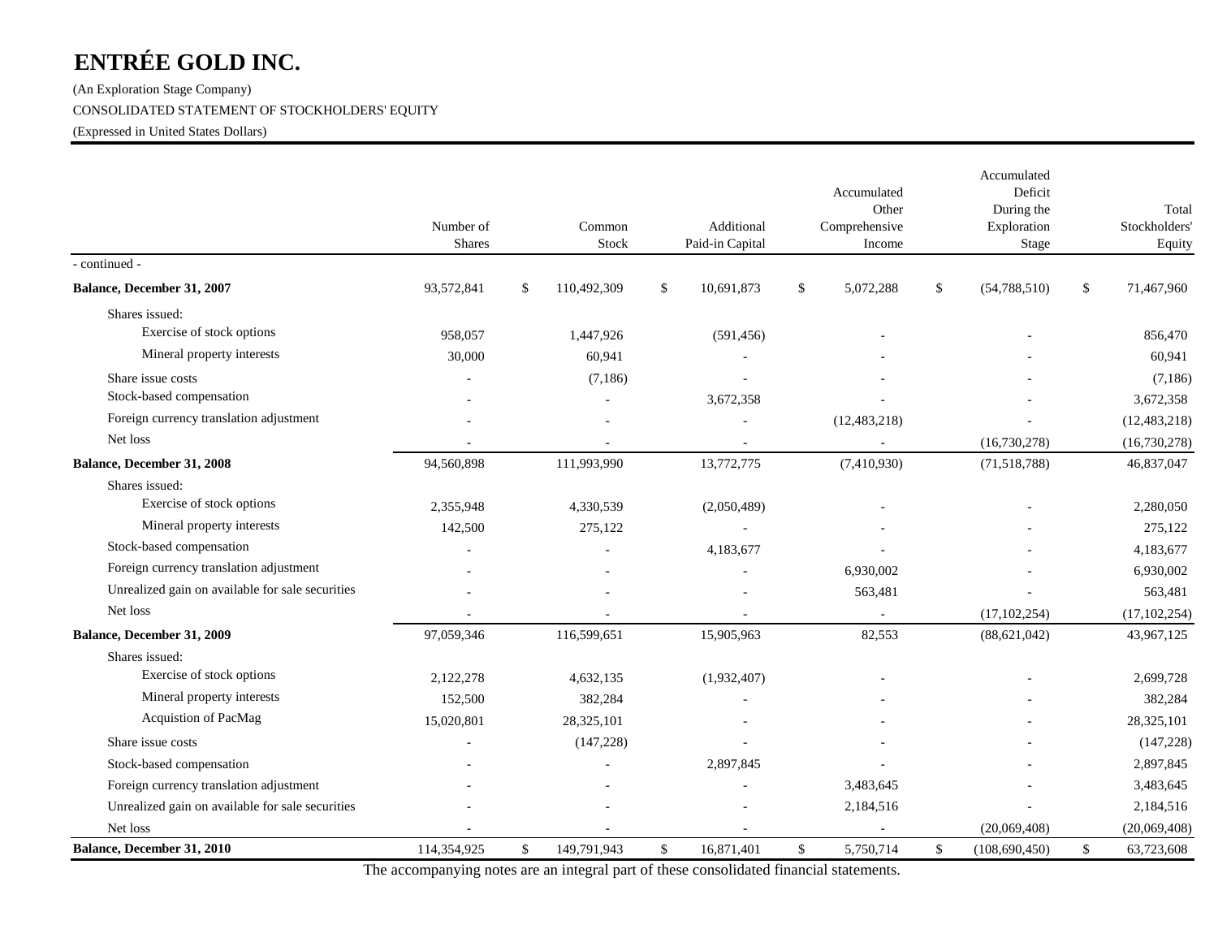# ENTRÉE GOLD INC.

(An Exploration Stage Company)

CONSOLIDATED STATEMENT OF STOCKHOLDERS' EQUITY

(Expressed in United States Dollars)

| | Number of Shares | Common Stock | Additional Paid-in Capital | Accumulated Other Comprehensive Income | Accumulated Deficit During the Exploration Stage | Total Stockholders' Equity |
|---|---|---|---|---|---|---|
| - continued - | | | | | | |
| **Balance, December 31, 2007** | 93,572,841 | $ 110,492,309 | $ 10,691,873 | $ 5,072,288 | $ (54,788,510) | $ 71,467,960 |
| Shares issued: | | | | | | |
| Exercise of stock options | 958,057 | 1,447,926 | (591,456) | - | - | 856,470 |
| Mineral property interests | 30,000 | 60,941 | - | - | - | 60,941 |
| Share issue costs | - | (7,186) | - | - | - | (7,186) |
| Stock-based compensation | - | - | 3,672,358 | - | - | 3,672,358 |
| Foreign currency translation adjustment | - | - | - | (12,483,218) | - | (12,483,218) |
| Net loss | - | - | - | - | (16,730,278) | (16,730,278) |
| **Balance, December 31, 2008** | 94,560,898 | 111,993,990 | 13,772,775 | (7,410,930) | (71,518,788) | 46,837,047 |
| Shares issued: | | | | | | |
| Exercise of stock options | 2,355,948 | 4,330,539 | (2,050,489) | - | - | 2,280,050 |
| Mineral property interests | 142,500 | 275,122 | - | - | - | 275,122 |
| Stock-based compensation | - | - | 4,183,677 | - | - | 4,183,677 |
| Foreign currency translation adjustment | - | - | - | 6,930,002 | - | 6,930,002 |
| Unrealized gain on available for sale securities | - | - | - | 563,481 | - | 563,481 |
| Net loss | - | - | - | - | (17,102,254) | (17,102,254) |
| **Balance, December 31, 2009** | 97,059,346 | 116,599,651 | 15,905,963 | 82,553 | (88,621,042) | 43,967,125 |
| Shares issued: | | | | | | |
| Exercise of stock options | 2,122,278 | 4,632,135 | (1,932,407) | - | - | 2,699,728 |
| Mineral property interests | 152,500 | 382,284 | - | - | - | 382,284 |
| Acquistion of PacMag | 15,020,801 | 28,325,101 | - | - | - | 28,325,101 |
| Share issue costs | - | (147,228) | - | - | - | (147,228) |
| Stock-based compensation | - | - | 2,897,845 | - | - | 2,897,845 |
| Foreign currency translation adjustment | - | - | - | 3,483,645 | - | 3,483,645 |
| Unrealized gain on available for sale securities | - | - | - | 2,184,516 | - | 2,184,516 |
| Net loss | - | - | - | - | (20,069,408) | (20,069,408) |
| **Balance, December 31, 2010** | 114,354,925 | $ 149,791,943 | $ 16,871,401 | $ 5,750,714 | $ (108,690,450) | $ 63,723,608 |

The accompanying notes are an integral part of these consolidated financial statements.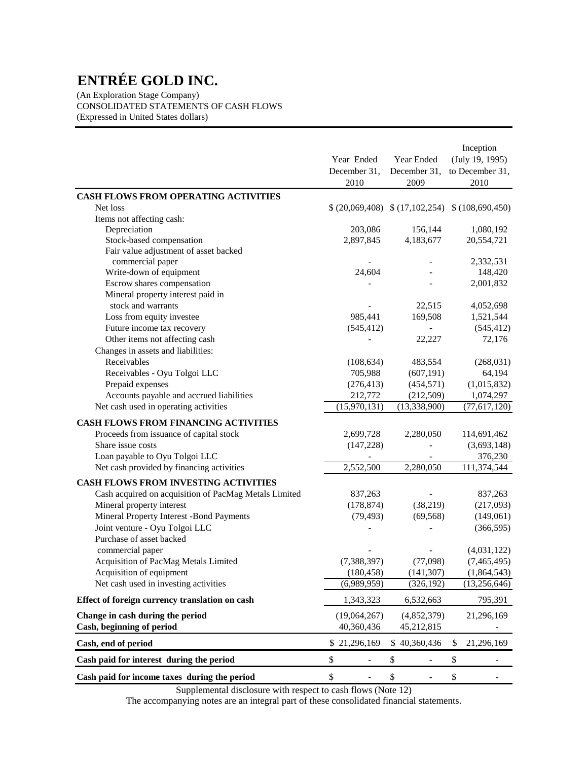# ENTRÉE GOLD INC.

(An Exploration Stage Company)
CONSOLIDATED STATEMENTS OF CASH FLOWS
(Expressed in United States dollars)

| | Year Ended December 31, 2010 | Year Ended December 31, 2009 | Inception (July 19, 1995) to December 31, 2010 |
|---|---|---|---|
| **CASH FLOWS FROM OPERATING ACTIVITIES** | | | |
| Net loss | $ (20,069,408) | $ (17,102,254) | $ (108,690,450) |
| Items not affecting cash: | | | |
| Depreciation | 203,086 | 156,144 | 1,080,192 |
| Stock-based compensation | 2,897,845 | 4,183,677 | 20,554,721 |
| Fair value adjustment of asset backed commercial paper | - | - | 2,332,531 |
| Write-down of equipment | 24,604 | - | 148,420 |
| Escrow shares compensation | - | - | 2,001,832 |
| Mineral property interest paid in stock and warrants | - | 22,515 | 4,052,698 |
| Loss from equity investee | 985,441 | 169,508 | 1,521,544 |
| Future income tax recovery | (545,412) | - | (545,412) |
| Other items not affecting cash | - | 22,227 | 72,176 |
| Changes in assets and liabilities: | | | |
| Receivables | (108,634) | 483,554 | (268,031) |
| Receivables - Oyu Tolgoi LLC | 705,988 | (607,191) | 64,194 |
| Prepaid expenses | (276,413) | (454,571) | (1,015,832) |
| Accounts payable and accrued liabilities | 212,772 | (212,509) | 1,074,297 |
| Net cash used in operating activities | (15,970,131) | (13,338,900) | (77,617,120) |
| **CASH FLOWS FROM FINANCING ACTIVITIES** | | | |
| Proceeds from issuance of capital stock | 2,699,728 | 2,280,050 | 114,691,462 |
| Share issue costs | (147,228) | - | (3,693,148) |
| Loan payable to Oyu Tolgoi LLC | - | - | 376,230 |
| Net cash provided by financing activities | 2,552,500 | 2,280,050 | 111,374,544 |
| **CASH FLOWS FROM INVESTING ACTIVITIES** | | | |
| Cash acquired on acquisition of PacMag Metals Limited | 837,263 | - | 837,263 |
| Mineral property interest | (178,874) | (38,219) | (217,093) |
| Mineral Property Interest -Bond Payments | (79,493) | (69,568) | (149,061) |
| Joint venture - Oyu Tolgoi LLC | - | - | (366,595) |
| Purchase of asset backed commercial paper | - | - | (4,031,122) |
| Acquisition of PacMag Metals Limited | (7,388,397) | (77,098) | (7,465,495) |
| Acquisition of equipment | (180,458) | (141,307) | (1,864,543) |
| Net cash used in investing activities | (6,989,959) | (326,192) | (13,256,646) |
| **Effect of foreign currency translation on cash** | 1,343,323 | 6,532,663 | 795,391 |
| **Change in cash during the period** | (19,064,267) | (4,852,379) | 21,296,169 |
| **Cash, beginning of period** | 40,360,436 | 45,212,815 | - |
| **Cash, end of period** | $ 21,296,169 | $ 40,360,436 | $ 21,296,169 |
| **Cash paid for interest during the period** | $ - | $ - | $ - |
| **Cash paid for income taxes during the period** | $ - | $ - | $ - |

Supplemental disclosure with respect to cash flows (Note 12)

The accompanying notes are an integral part of these consolidated financial statements.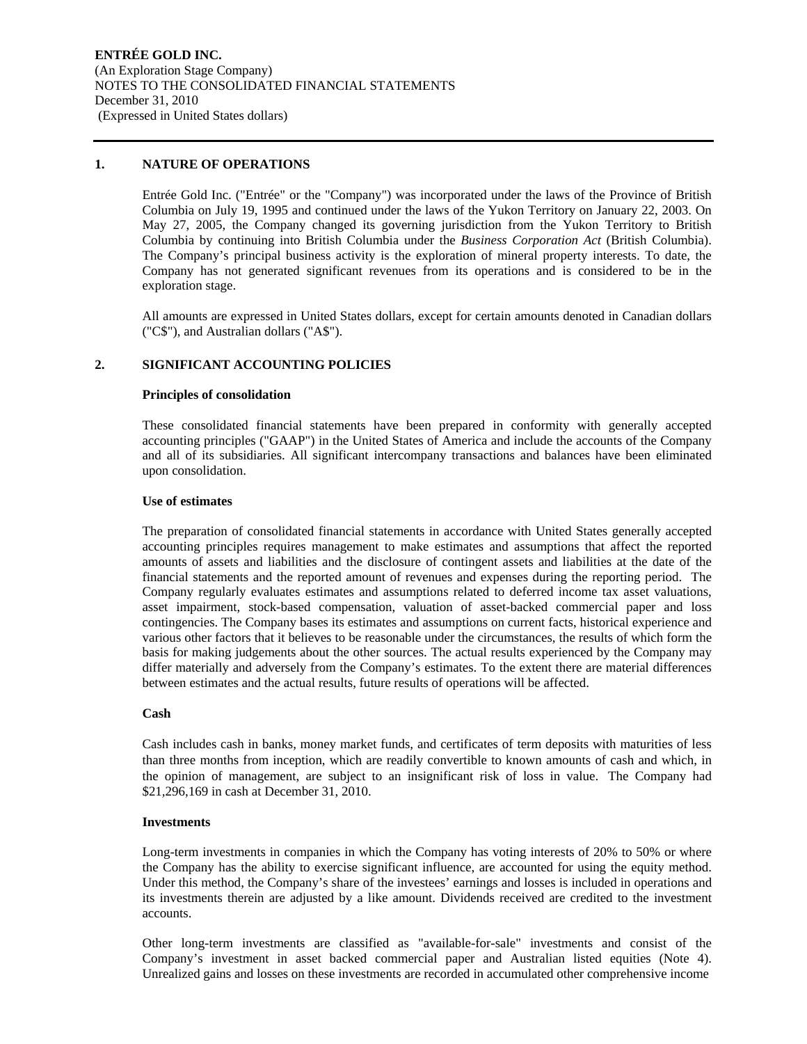## 1. NATURE OF OPERATIONS

Entrée Gold Inc. ("Entrée" or the "Company") was incorporated under the laws of the Province of British Columbia on July 19, 1995 and continued under the laws of the Yukon Territory on January 22, 2003. On May 27, 2005, the Company changed its governing jurisdiction from the Yukon Territory to British Columbia by continuing into British Columbia under the *Business Corporation Act* (British Columbia). The Company's principal business activity is the exploration of mineral property interests. To date, the Company has not generated significant revenues from its operations and is considered to be in the exploration stage.

All amounts are expressed in United States dollars, except for certain amounts denoted in Canadian dollars ("C$"), and Australian dollars ("A$").

## 2. SIGNIFICANT ACCOUNTING POLICIES

### Principles of consolidation

These consolidated financial statements have been prepared in conformity with generally accepted accounting principles ("GAAP") in the United States of America and include the accounts of the Company and all of its subsidiaries. All significant intercompany transactions and balances have been eliminated upon consolidation.

### Use of estimates

The preparation of consolidated financial statements in accordance with United States generally accepted accounting principles requires management to make estimates and assumptions that affect the reported amounts of assets and liabilities and the disclosure of contingent assets and liabilities at the date of the financial statements and the reported amount of revenues and expenses during the reporting period. The Company regularly evaluates estimates and assumptions related to deferred income tax asset valuations, asset impairment, stock-based compensation, valuation of asset-backed commercial paper and loss contingencies. The Company bases its estimates and assumptions on current facts, historical experience and various other factors that it believes to be reasonable under the circumstances, the results of which form the basis for making judgements about the other sources. The actual results experienced by the Company may differ materially and adversely from the Company's estimates. To the extent there are material differences between estimates and the actual results, future results of operations will be affected.

### Cash

Cash includes cash in banks, money market funds, and certificates of term deposits with maturities of less than three months from inception, which are readily convertible to known amounts of cash and which, in the opinion of management, are subject to an insignificant risk of loss in value. The Company had $21,296,169 in cash at December 31, 2010.

### Investments

Long-term investments in companies in which the Company has voting interests of 20% to 50% or where the Company has the ability to exercise significant influence, are accounted for using the equity method. Under this method, the Company's share of the investees' earnings and losses is included in operations and its investments therein are adjusted by a like amount. Dividends received are credited to the investment accounts.

Other long-term investments are classified as "available-for-sale" investments and consist of the Company's investment in asset backed commercial paper and Australian listed equities (Note 4). Unrealized gains and losses on these investments are recorded in accumulated other comprehensive income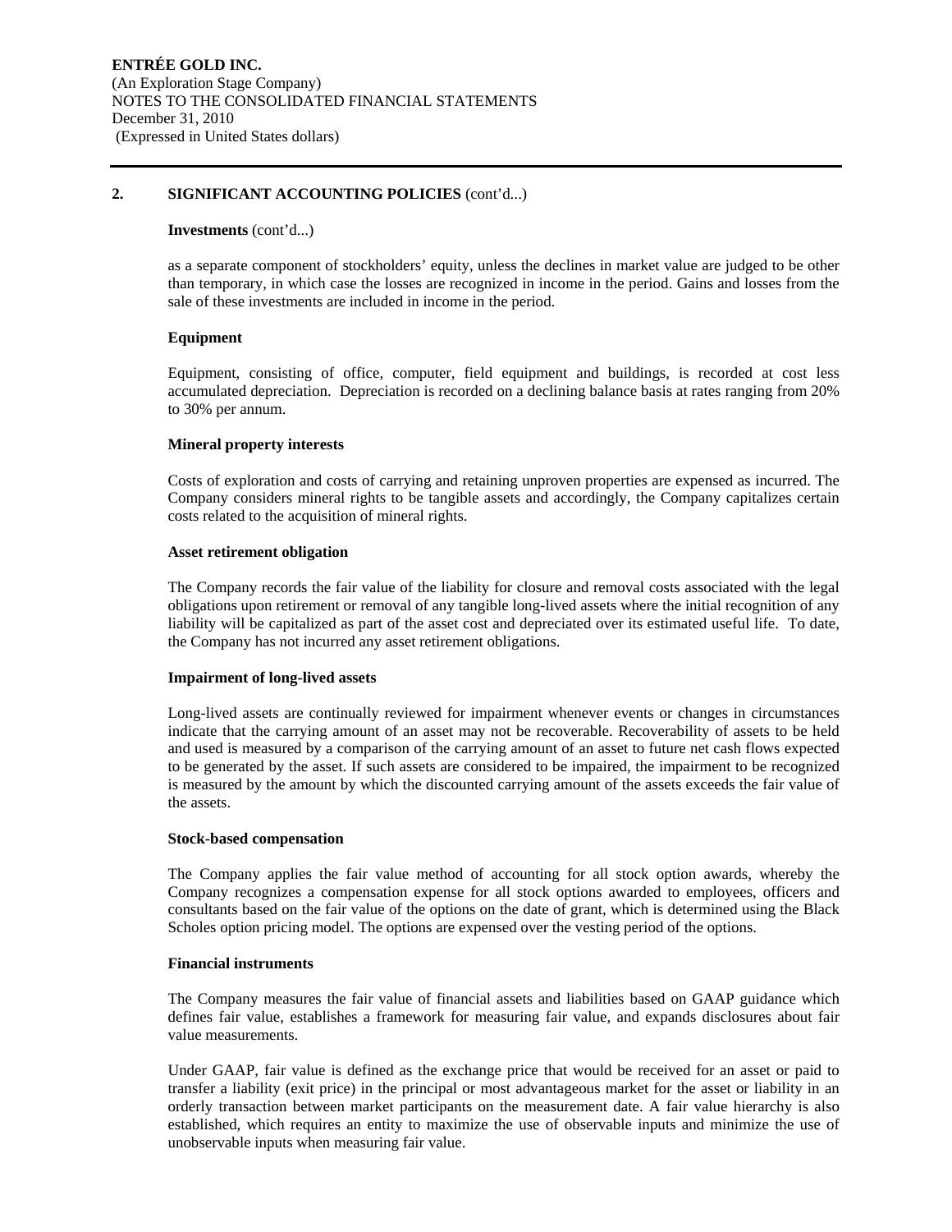## 2. SIGNIFICANT ACCOUNTING POLICIES (cont'd...)

**Investments** (cont'd...)

as a separate component of stockholders' equity, unless the declines in market value are judged to be other than temporary, in which case the losses are recognized in income in the period. Gains and losses from the sale of these investments are included in income in the period.

**Equipment**

Equipment, consisting of office, computer, field equipment and buildings, is recorded at cost less accumulated depreciation. Depreciation is recorded on a declining balance basis at rates ranging from 20% to 30% per annum.

**Mineral property interests**

Costs of exploration and costs of carrying and retaining unproven properties are expensed as incurred. The Company considers mineral rights to be tangible assets and accordingly, the Company capitalizes certain costs related to the acquisition of mineral rights.

**Asset retirement obligation**

The Company records the fair value of the liability for closure and removal costs associated with the legal obligations upon retirement or removal of any tangible long-lived assets where the initial recognition of any liability will be capitalized as part of the asset cost and depreciated over its estimated useful life. To date, the Company has not incurred any asset retirement obligations.

**Impairment of long-lived assets**

Long-lived assets are continually reviewed for impairment whenever events or changes in circumstances indicate that the carrying amount of an asset may not be recoverable. Recoverability of assets to be held and used is measured by a comparison of the carrying amount of an asset to future net cash flows expected to be generated by the asset. If such assets are considered to be impaired, the impairment to be recognized is measured by the amount by which the discounted carrying amount of the assets exceeds the fair value of the assets.

**Stock-based compensation**

The Company applies the fair value method of accounting for all stock option awards, whereby the Company recognizes a compensation expense for all stock options awarded to employees, officers and consultants based on the fair value of the options on the date of grant, which is determined using the Black Scholes option pricing model. The options are expensed over the vesting period of the options.

**Financial instruments**

The Company measures the fair value of financial assets and liabilities based on GAAP guidance which defines fair value, establishes a framework for measuring fair value, and expands disclosures about fair value measurements.

Under GAAP, fair value is defined as the exchange price that would be received for an asset or paid to transfer a liability (exit price) in the principal or most advantageous market for the asset or liability in an orderly transaction between market participants on the measurement date. A fair value hierarchy is also established, which requires an entity to maximize the use of observable inputs and minimize the use of unobservable inputs when measuring fair value.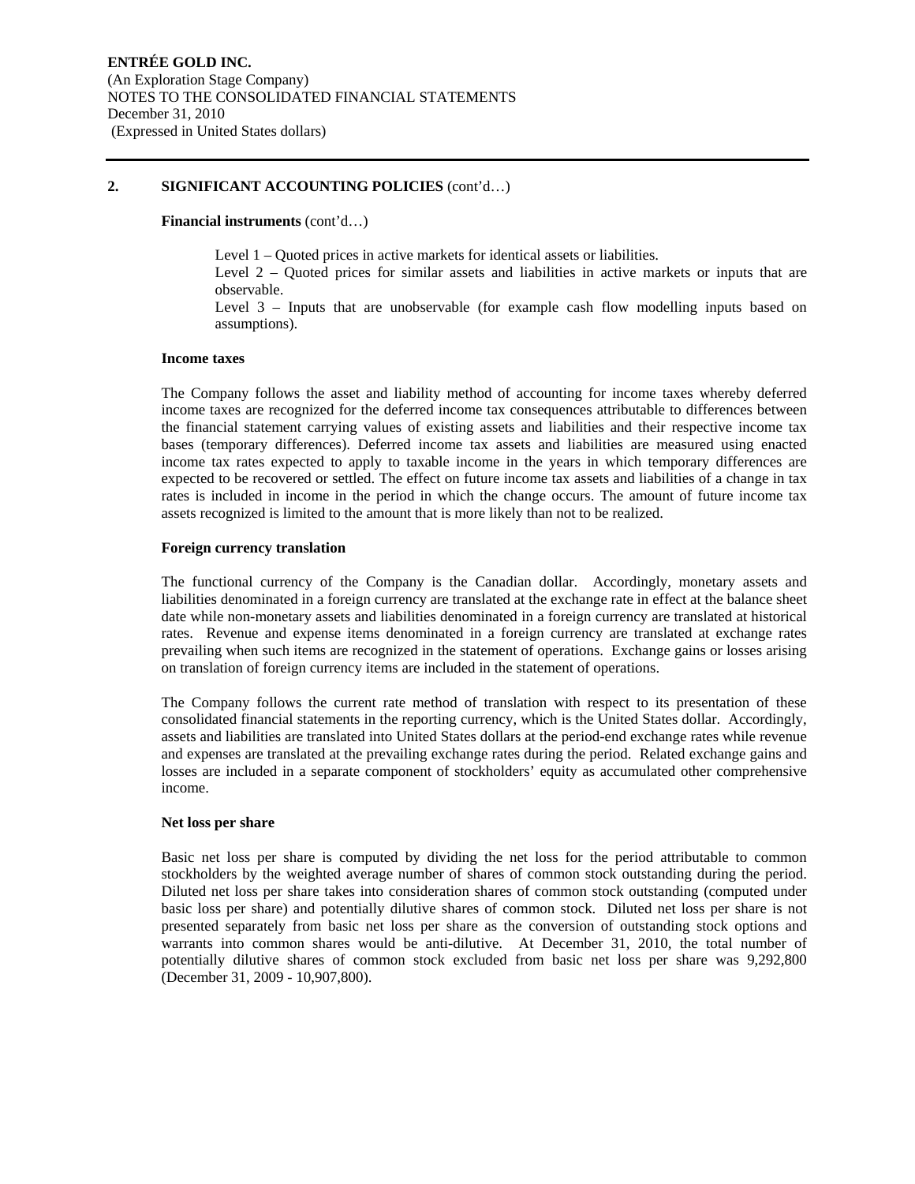## 2. SIGNIFICANT ACCOUNTING POLICIES (cont'd…)

**Financial instruments** (cont'd…)

Level 1 – Quoted prices in active markets for identical assets or liabilities.
Level 2 – Quoted prices for similar assets and liabilities in active markets or inputs that are observable.
Level 3 – Inputs that are unobservable (for example cash flow modelling inputs based on assumptions).

**Income taxes**

The Company follows the asset and liability method of accounting for income taxes whereby deferred income taxes are recognized for the deferred income tax consequences attributable to differences between the financial statement carrying values of existing assets and liabilities and their respective income tax bases (temporary differences). Deferred income tax assets and liabilities are measured using enacted income tax rates expected to apply to taxable income in the years in which temporary differences are expected to be recovered or settled. The effect on future income tax assets and liabilities of a change in tax rates is included in income in the period in which the change occurs. The amount of future income tax assets recognized is limited to the amount that is more likely than not to be realized.

**Foreign currency translation**

The functional currency of the Company is the Canadian dollar. Accordingly, monetary assets and liabilities denominated in a foreign currency are translated at the exchange rate in effect at the balance sheet date while non-monetary assets and liabilities denominated in a foreign currency are translated at historical rates. Revenue and expense items denominated in a foreign currency are translated at exchange rates prevailing when such items are recognized in the statement of operations. Exchange gains or losses arising on translation of foreign currency items are included in the statement of operations.

The Company follows the current rate method of translation with respect to its presentation of these consolidated financial statements in the reporting currency, which is the United States dollar. Accordingly, assets and liabilities are translated into United States dollars at the period-end exchange rates while revenue and expenses are translated at the prevailing exchange rates during the period. Related exchange gains and losses are included in a separate component of stockholders' equity as accumulated other comprehensive income.

**Net loss per share**

Basic net loss per share is computed by dividing the net loss for the period attributable to common stockholders by the weighted average number of shares of common stock outstanding during the period. Diluted net loss per share takes into consideration shares of common stock outstanding (computed under basic loss per share) and potentially dilutive shares of common stock. Diluted net loss per share is not presented separately from basic net loss per share as the conversion of outstanding stock options and warrants into common shares would be anti-dilutive. At December 31, 2010, the total number of potentially dilutive shares of common stock excluded from basic net loss per share was 9,292,800 (December 31, 2009 - 10,907,800).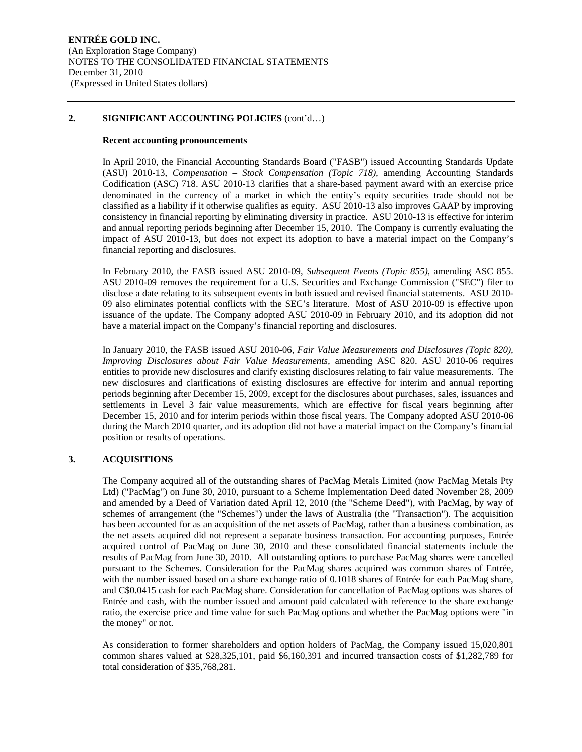## 2. SIGNIFICANT ACCOUNTING POLICIES (cont'd…)

### Recent accounting pronouncements

In April 2010, the Financial Accounting Standards Board ("FASB") issued Accounting Standards Update (ASU) 2010-13, *Compensation – Stock Compensation (Topic 718),* amending Accounting Standards Codification (ASC) 718. ASU 2010-13 clarifies that a share-based payment award with an exercise price denominated in the currency of a market in which the entity's equity securities trade should not be classified as a liability if it otherwise qualifies as equity. ASU 2010-13 also improves GAAP by improving consistency in financial reporting by eliminating diversity in practice. ASU 2010-13 is effective for interim and annual reporting periods beginning after December 15, 2010. The Company is currently evaluating the impact of ASU 2010-13, but does not expect its adoption to have a material impact on the Company's financial reporting and disclosures.

In February 2010, the FASB issued ASU 2010-09, *Subsequent Events (Topic 855),* amending ASC 855. ASU 2010-09 removes the requirement for a U.S. Securities and Exchange Commission ("SEC") filer to disclose a date relating to its subsequent events in both issued and revised financial statements. ASU 2010-09 also eliminates potential conflicts with the SEC's literature. Most of ASU 2010-09 is effective upon issuance of the update. The Company adopted ASU 2010-09 in February 2010, and its adoption did not have a material impact on the Company's financial reporting and disclosures.

In January 2010, the FASB issued ASU 2010-06, *Fair Value Measurements and Disclosures (Topic 820), Improving Disclosures about Fair Value Measurements,* amending ASC 820. ASU 2010-06 requires entities to provide new disclosures and clarify existing disclosures relating to fair value measurements. The new disclosures and clarifications of existing disclosures are effective for interim and annual reporting periods beginning after December 15, 2009, except for the disclosures about purchases, sales, issuances and settlements in Level 3 fair value measurements, which are effective for fiscal years beginning after December 15, 2010 and for interim periods within those fiscal years. The Company adopted ASU 2010-06 during the March 2010 quarter, and its adoption did not have a material impact on the Company's financial position or results of operations.

## 3. ACQUISITIONS

The Company acquired all of the outstanding shares of PacMag Metals Limited (now PacMag Metals Pty Ltd) ("PacMag") on June 30, 2010, pursuant to a Scheme Implementation Deed dated November 28, 2009 and amended by a Deed of Variation dated April 12, 2010 (the "Scheme Deed"), with PacMag, by way of schemes of arrangement (the "Schemes") under the laws of Australia (the "Transaction"). The acquisition has been accounted for as an acquisition of the net assets of PacMag, rather than a business combination, as the net assets acquired did not represent a separate business transaction. For accounting purposes, Entrée acquired control of PacMag on June 30, 2010 and these consolidated financial statements include the results of PacMag from June 30, 2010. All outstanding options to purchase PacMag shares were cancelled pursuant to the Schemes. Consideration for the PacMag shares acquired was common shares of Entrée, with the number issued based on a share exchange ratio of 0.1018 shares of Entrée for each PacMag share, and C$0.0415 cash for each PacMag share. Consideration for cancellation of PacMag options was shares of Entrée and cash, with the number issued and amount paid calculated with reference to the share exchange ratio, the exercise price and time value for such PacMag options and whether the PacMag options were "in the money" or not.

As consideration to former shareholders and option holders of PacMag, the Company issued 15,020,801 common shares valued at $28,325,101, paid $6,160,391 and incurred transaction costs of $1,282,789 for total consideration of $35,768,281.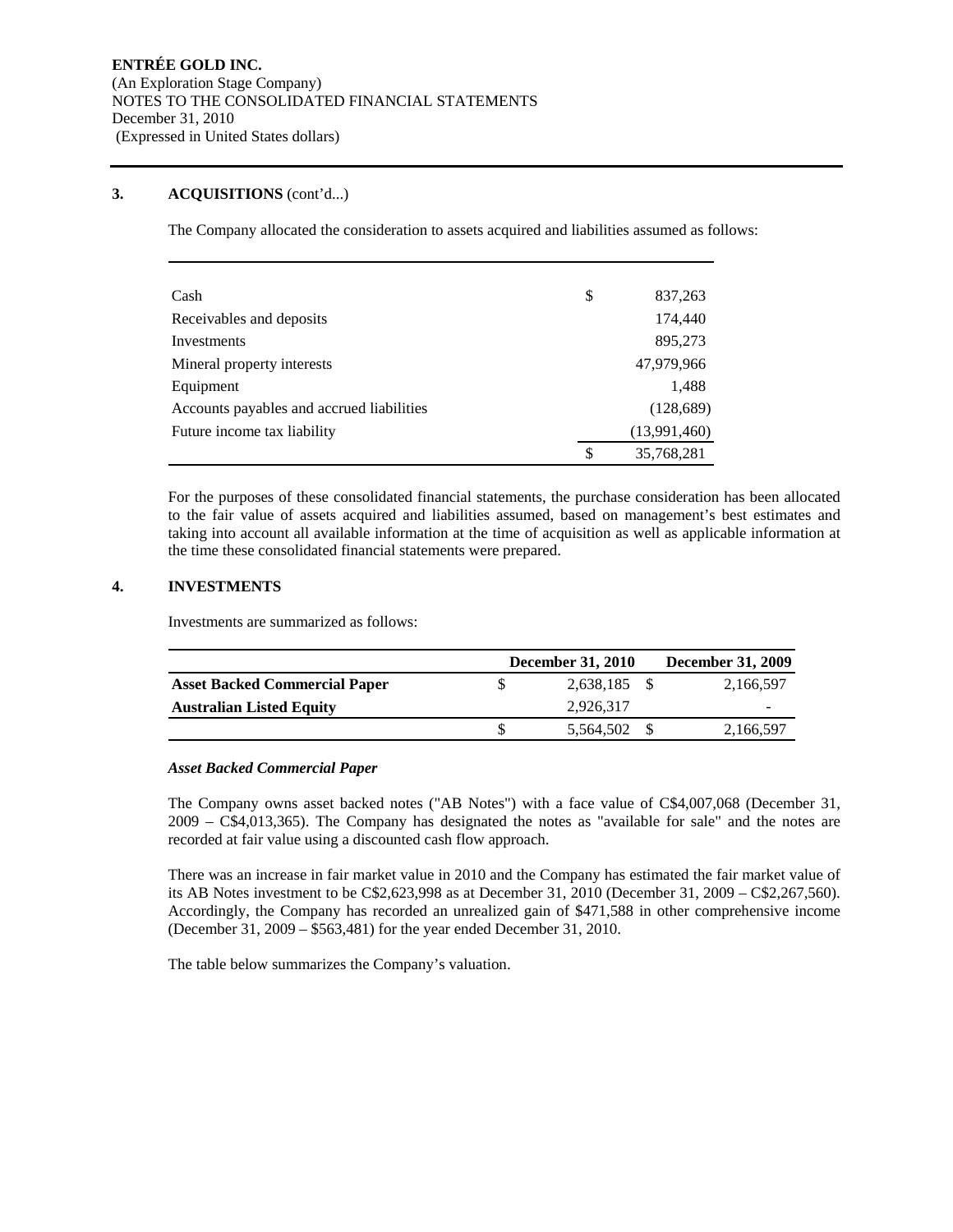## 3. ACQUISITIONS (cont'd...)

The Company allocated the consideration to assets acquired and liabilities assumed as follows:

| | | |
|---|---|---|
| Cash | $ | 837,263 |
| Receivables and deposits | | 174,440 |
| Investments | | 895,273 |
| Mineral property interests | | 47,979,966 |
| Equipment | | 1,488 |
| Accounts payables and accrued liabilities | | (128,689) |
| Future income tax liability | | (13,991,460) |
| | $ | 35,768,281 |

For the purposes of these consolidated financial statements, the purchase consideration has been allocated to the fair value of assets acquired and liabilities assumed, based on management's best estimates and taking into account all available information at the time of acquisition as well as applicable information at the time these consolidated financial statements were prepared.

## 4. INVESTMENTS

Investments are summarized as follows:

| | December 31, 2010 | December 31, 2009 |
|---|---|---|
| **Asset Backed Commercial Paper** | $ 2,638,185 | $ 2,166,597 |
| **Australian Listed Equity** | 2,926,317 | - |
| | $ 5,564,502 | $ 2,166,597 |

***Asset Backed Commercial Paper***

The Company owns asset backed notes ("AB Notes") with a face value of C$4,007,068 (December 31, 2009 – C$4,013,365). The Company has designated the notes as "available for sale" and the notes are recorded at fair value using a discounted cash flow approach.

There was an increase in fair market value in 2010 and the Company has estimated the fair market value of its AB Notes investment to be C$2,623,998 as at December 31, 2010 (December 31, 2009 – C$2,267,560). Accordingly, the Company has recorded an unrealized gain of $471,588 in other comprehensive income (December 31, 2009 – $563,481) for the year ended December 31, 2010.

The table below summarizes the Company's valuation.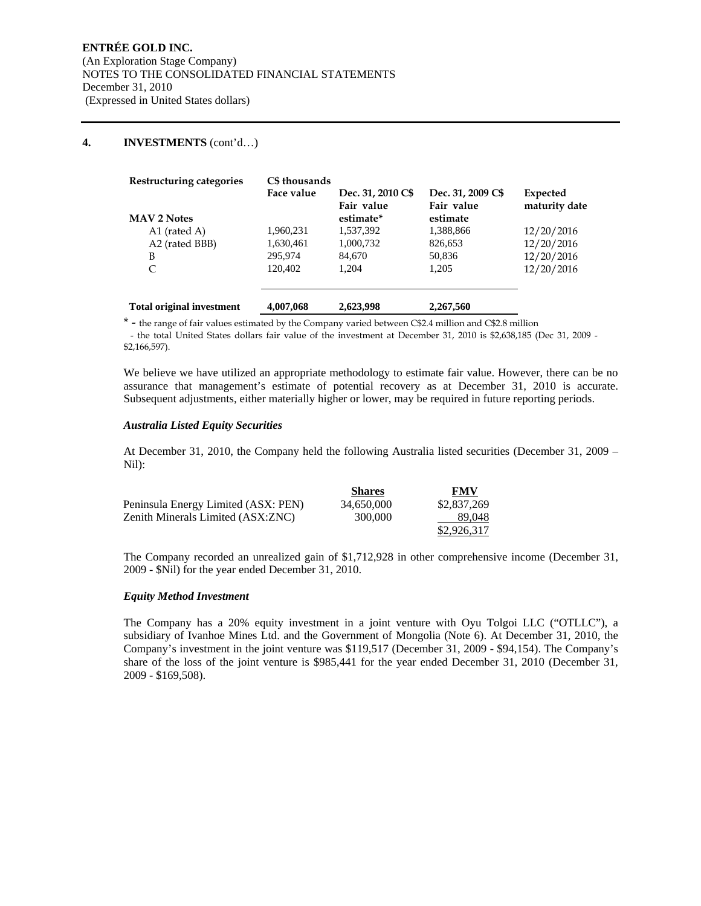ENTRÉE GOLD INC.
(An Exploration Stage Company)
NOTES TO THE CONSOLIDATED FINANCIAL STATEMENTS
December 31, 2010
(Expressed in United States dollars)

## 4. INVESTMENTS (cont'd…)

| Restructuring categories | C$ thousands Face value | Dec. 31, 2010 C$ Fair value estimate* | Dec. 31, 2009 C$ Fair value estimate | Expected maturity date |
|---|---|---|---|---|
| **MAV 2 Notes** | | | | |
| A1 (rated A) | 1,960,231 | 1,537,392 | 1,388,866 | 12/20/2016 |
| A2 (rated BBB) | 1,630,461 | 1,000,732 | 826,653 | 12/20/2016 |
| B | 295,974 | 84,670 | 50,836 | 12/20/2016 |
| C | 120,402 | 1,204 | 1,205 | 12/20/2016 |
| **Total original investment** | **4,007,068** | **2,623,998** | **2,267,560** | |

* - the range of fair values estimated by the Company varied between C$2.4 million and C$2.8 million
- the total United States dollars fair value of the investment at December 31, 2010 is $2,638,185 (Dec 31, 2009 - $2,166,597).

We believe we have utilized an appropriate methodology to estimate fair value. However, there can be no assurance that management's estimate of potential recovery as at December 31, 2010 is accurate. Subsequent adjustments, either materially higher or lower, may be required in future reporting periods.

### *Australia Listed Equity Securities*

At December 31, 2010, the Company held the following Australia listed securities (December 31, 2009 – Nil):

| | Shares | FMV |
|---|---|---|
| Peninsula Energy Limited (ASX: PEN) | 34,650,000 | $2,837,269 |
| Zenith Minerals Limited (ASX:ZNC) | 300,000 | 89,048 |
| | | $2,926,317 |

The Company recorded an unrealized gain of $1,712,928 in other comprehensive income (December 31, 2009 - $Nil) for the year ended December 31, 2010.

### *Equity Method Investment*

The Company has a 20% equity investment in a joint venture with Oyu Tolgoi LLC ("OTLLC"), a subsidiary of Ivanhoe Mines Ltd. and the Government of Mongolia (Note 6). At December 31, 2010, the Company's investment in the joint venture was $119,517 (December 31, 2009 - $94,154). The Company's share of the loss of the joint venture is $985,441 for the year ended December 31, 2010 (December 31, 2009 - $169,508).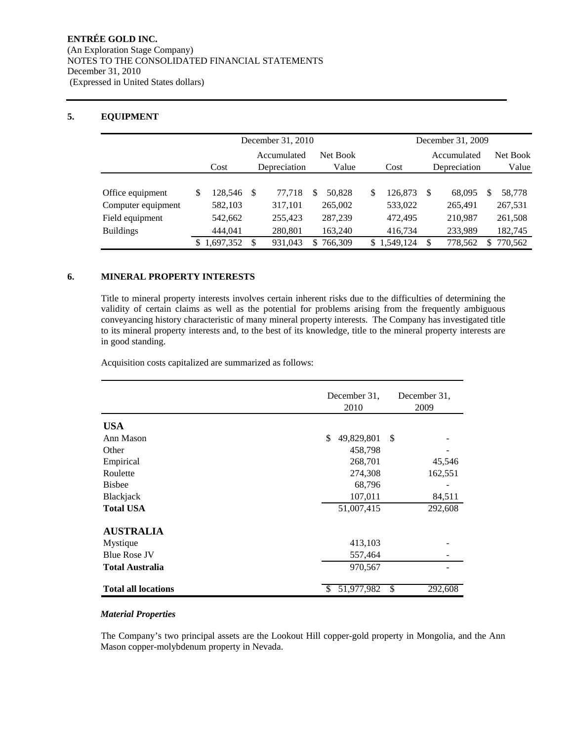**ENTRÉE GOLD INC.**
(An Exploration Stage Company)
NOTES TO THE CONSOLIDATED FINANCIAL STATEMENTS
December 31, 2010
(Expressed in United States dollars)

## 5. EQUIPMENT

| | December 31, 2010 | | | December 31, 2009 | | |
|---|---|---|---|---|---|---|
| | Cost | Accumulated Depreciation | Net Book Value | Cost | Accumulated Depreciation | Net Book Value |
| Office equipment | $ 128,546 | $ 77,718 | $ 50,828 | $ 126,873 | $ 68,095 | $ 58,778 |
| Computer equipment | 582,103 | 317,101 | 265,002 | 533,022 | 265,491 | 267,531 |
| Field equipment | 542,662 | 255,423 | 287,239 | 472,495 | 210,987 | 261,508 |
| Buildings | 444,041 | 280,801 | 163,240 | 416,734 | 233,989 | 182,745 |
| | $ 1,697,352 | $ 931,043 | $ 766,309 | $ 1,549,124 | $ 778,562 | $ 770,562 |

## 6. MINERAL PROPERTY INTERESTS

Title to mineral property interests involves certain inherent risks due to the difficulties of determining the validity of certain claims as well as the potential for problems arising from the frequently ambiguous conveyancing history characteristic of many mineral property interests. The Company has investigated title to its mineral property interests and, to the best of its knowledge, title to the mineral property interests are in good standing.

Acquisition costs capitalized are summarized as follows:

| | December 31, 2010 | December 31, 2009 |
|---|---|---|
| **USA** | | |
| Ann Mason | $ 49,829,801 | $ - |
| Other | 458,798 | - |
| Empirical | 268,701 | 45,546 |
| Roulette | 274,308 | 162,551 |
| Bisbee | 68,796 | - |
| Blackjack | 107,011 | 84,511 |
| **Total USA** | 51,007,415 | 292,608 |
| **AUSTRALIA** | | |
| Mystique | 413,103 | - |
| Blue Rose JV | 557,464 | - |
| **Total Australia** | 970,567 | - |
| **Total all locations** | $ 51,977,982 | $ 292,608 |

***Material Properties***

The Company's two principal assets are the Lookout Hill copper-gold property in Mongolia, and the Ann Mason copper-molybdenum property in Nevada.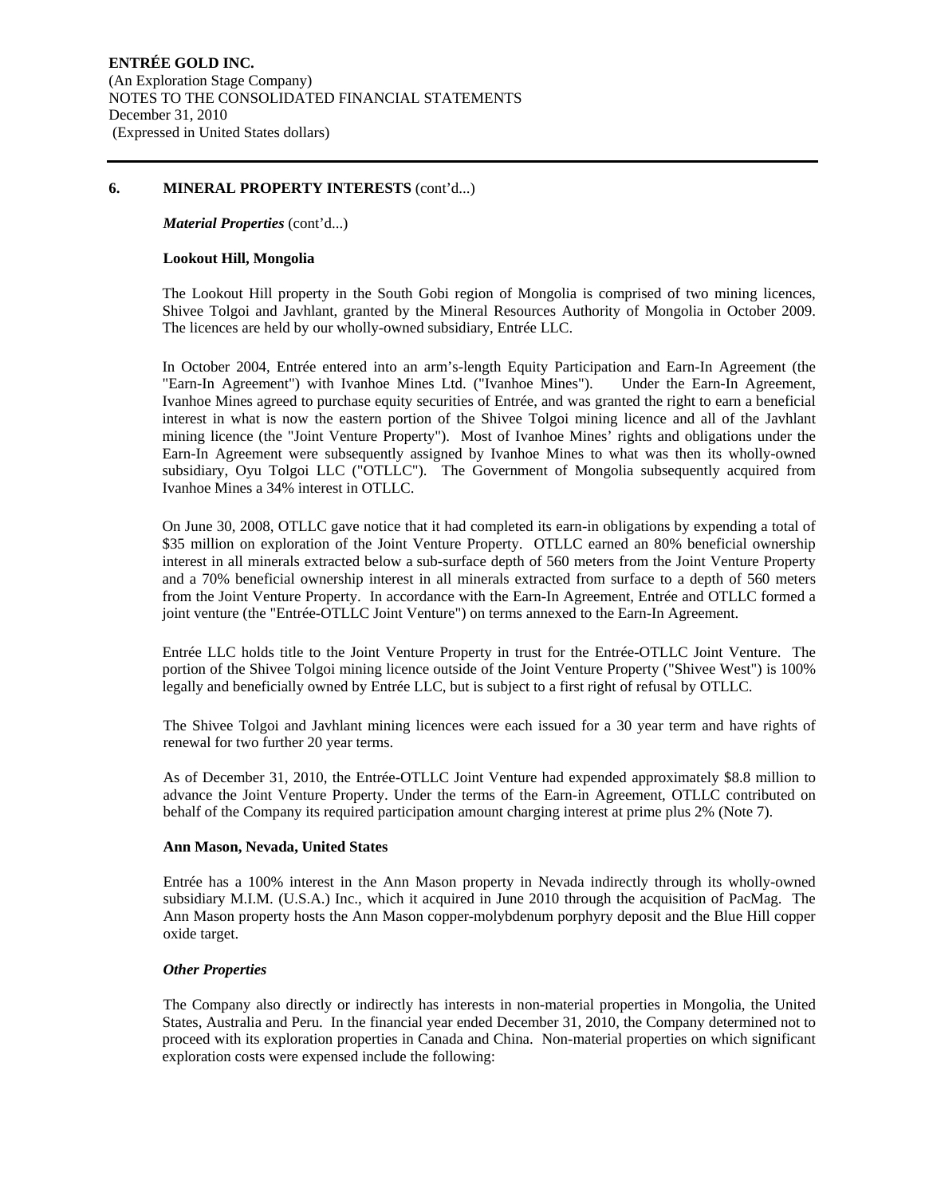## 6. MINERAL PROPERTY INTERESTS (cont'd...)

***Material Properties*** (cont'd...)

**Lookout Hill, Mongolia**

The Lookout Hill property in the South Gobi region of Mongolia is comprised of two mining licences, Shivee Tolgoi and Javhlant, granted by the Mineral Resources Authority of Mongolia in October 2009. The licences are held by our wholly-owned subsidiary, Entrée LLC.

In October 2004, Entrée entered into an arm's-length Equity Participation and Earn-In Agreement (the "Earn-In Agreement") with Ivanhoe Mines Ltd. ("Ivanhoe Mines"). Under the Earn-In Agreement, Ivanhoe Mines agreed to purchase equity securities of Entrée, and was granted the right to earn a beneficial interest in what is now the eastern portion of the Shivee Tolgoi mining licence and all of the Javhlant mining licence (the "Joint Venture Property"). Most of Ivanhoe Mines' rights and obligations under the Earn-In Agreement were subsequently assigned by Ivanhoe Mines to what was then its wholly-owned subsidiary, Oyu Tolgoi LLC ("OTLLC"). The Government of Mongolia subsequently acquired from Ivanhoe Mines a 34% interest in OTLLC.

On June 30, 2008, OTLLC gave notice that it had completed its earn-in obligations by expending a total of \$35 million on exploration of the Joint Venture Property. OTLLC earned an 80% beneficial ownership interest in all minerals extracted below a sub-surface depth of 560 meters from the Joint Venture Property and a 70% beneficial ownership interest in all minerals extracted from surface to a depth of 560 meters from the Joint Venture Property. In accordance with the Earn-In Agreement, Entrée and OTLLC formed a joint venture (the "Entrée-OTLLC Joint Venture") on terms annexed to the Earn-In Agreement.

Entrée LLC holds title to the Joint Venture Property in trust for the Entrée-OTLLC Joint Venture. The portion of the Shivee Tolgoi mining licence outside of the Joint Venture Property ("Shivee West") is 100% legally and beneficially owned by Entrée LLC, but is subject to a first right of refusal by OTLLC.

The Shivee Tolgoi and Javhlant mining licences were each issued for a 30 year term and have rights of renewal for two further 20 year terms.

As of December 31, 2010, the Entrée-OTLLC Joint Venture had expended approximately \$8.8 million to advance the Joint Venture Property. Under the terms of the Earn-in Agreement, OTLLC contributed on behalf of the Company its required participation amount charging interest at prime plus 2% (Note 7).

**Ann Mason, Nevada, United States**

Entrée has a 100% interest in the Ann Mason property in Nevada indirectly through its wholly-owned subsidiary M.I.M. (U.S.A.) Inc., which it acquired in June 2010 through the acquisition of PacMag. The Ann Mason property hosts the Ann Mason copper-molybdenum porphyry deposit and the Blue Hill copper oxide target.

***Other Properties***

The Company also directly or indirectly has interests in non-material properties in Mongolia, the United States, Australia and Peru. In the financial year ended December 31, 2010, the Company determined not to proceed with its exploration properties in Canada and China. Non-material properties on which significant exploration costs were expensed include the following: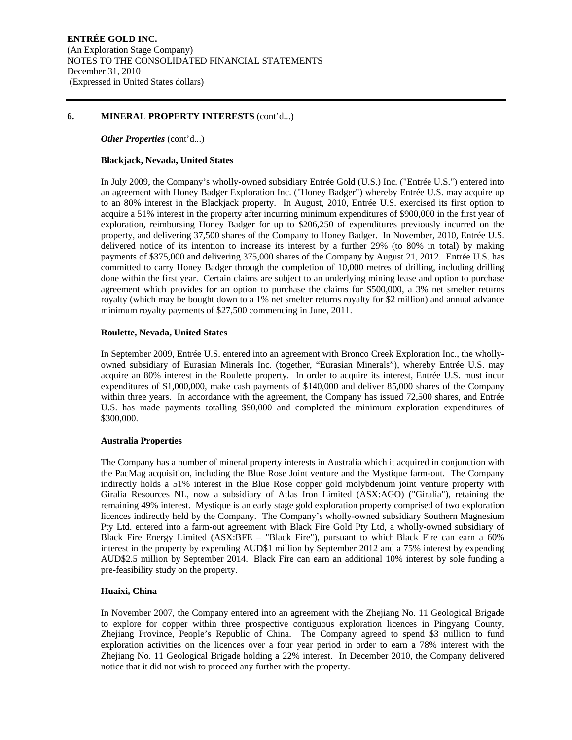## 6. MINERAL PROPERTY INTERESTS (cont'd...)

*Other Properties* (cont'd...)

### Blackjack, Nevada, United States

In July 2009, the Company's wholly-owned subsidiary Entrée Gold (U.S.) Inc. ("Entrée U.S.") entered into an agreement with Honey Badger Exploration Inc. ("Honey Badger") whereby Entrée U.S. may acquire up to an 80% interest in the Blackjack property. In August, 2010, Entrée U.S. exercised its first option to acquire a 51% interest in the property after incurring minimum expenditures of $900,000 in the first year of exploration, reimbursing Honey Badger for up to $206,250 of expenditures previously incurred on the property, and delivering 37,500 shares of the Company to Honey Badger. In November, 2010, Entrée U.S. delivered notice of its intention to increase its interest by a further 29% (to 80% in total) by making payments of $375,000 and delivering 375,000 shares of the Company by August 21, 2012. Entrée U.S. has committed to carry Honey Badger through the completion of 10,000 metres of drilling, including drilling done within the first year. Certain claims are subject to an underlying mining lease and option to purchase agreement which provides for an option to purchase the claims for $500,000, a 3% net smelter returns royalty (which may be bought down to a 1% net smelter returns royalty for $2 million) and annual advance minimum royalty payments of $27,500 commencing in June, 2011.

### Roulette, Nevada, United States

In September 2009, Entrée U.S. entered into an agreement with Bronco Creek Exploration Inc., the wholly-owned subsidiary of Eurasian Minerals Inc. (together, "Eurasian Minerals"), whereby Entrée U.S. may acquire an 80% interest in the Roulette property. In order to acquire its interest, Entrée U.S. must incur expenditures of $1,000,000, make cash payments of $140,000 and deliver 85,000 shares of the Company within three years. In accordance with the agreement, the Company has issued 72,500 shares, and Entrée U.S. has made payments totalling $90,000 and completed the minimum exploration expenditures of $300,000.

### Australia Properties

The Company has a number of mineral property interests in Australia which it acquired in conjunction with the PacMag acquisition, including the Blue Rose Joint venture and the Mystique farm-out. The Company indirectly holds a 51% interest in the Blue Rose copper gold molybdenum joint venture property with Giralia Resources NL, now a subsidiary of Atlas Iron Limited (ASX:AGO) ("Giralia"), retaining the remaining 49% interest. Mystique is an early stage gold exploration property comprised of two exploration licences indirectly held by the Company. The Company's wholly-owned subsidiary Southern Magnesium Pty Ltd. entered into a farm-out agreement with Black Fire Gold Pty Ltd, a wholly-owned subsidiary of Black Fire Energy Limited (ASX:BFE – "Black Fire"), pursuant to which Black Fire can earn a 60% interest in the property by expending AUD$1 million by September 2012 and a 75% interest by expending AUD$2.5 million by September 2014. Black Fire can earn an additional 10% interest by sole funding a pre-feasibility study on the property.

### Huaixi, China

In November 2007, the Company entered into an agreement with the Zhejiang No. 11 Geological Brigade to explore for copper within three prospective contiguous exploration licences in Pingyang County, Zhejiang Province, People's Republic of China. The Company agreed to spend $3 million to fund exploration activities on the licences over a four year period in order to earn a 78% interest with the Zhejiang No. 11 Geological Brigade holding a 22% interest. In December 2010, the Company delivered notice that it did not wish to proceed any further with the property.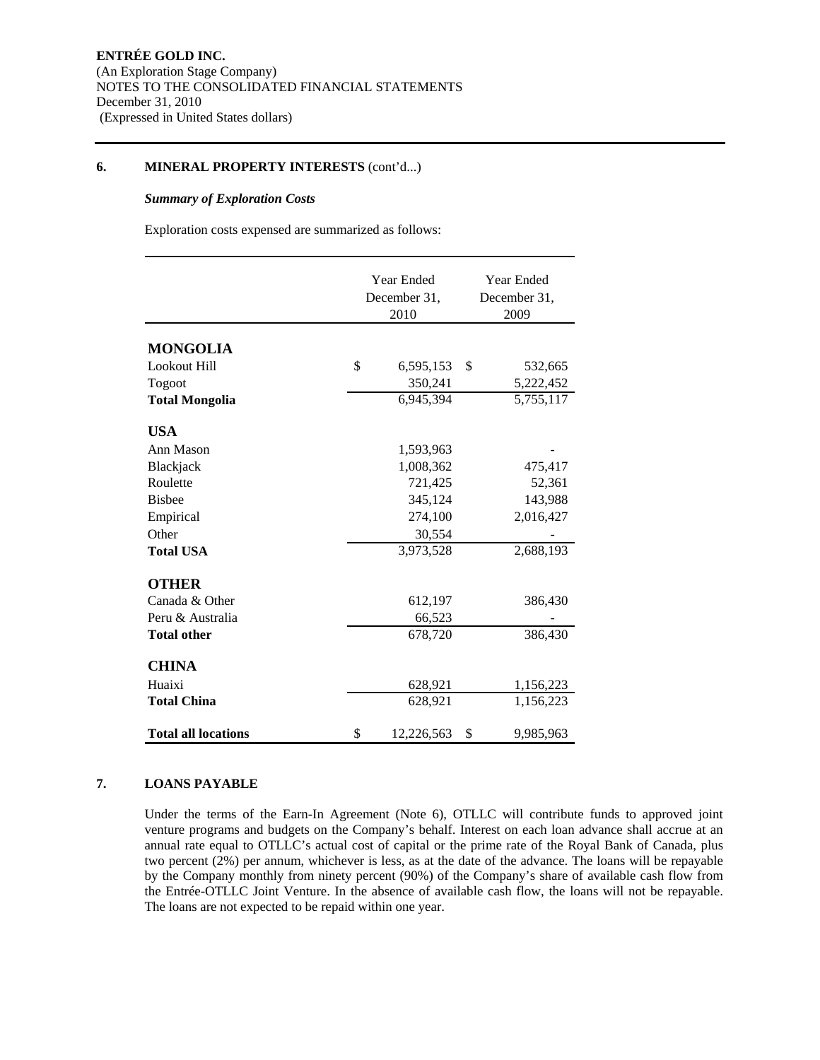**ENTRÉE GOLD INC.**
(An Exploration Stage Company)
NOTES TO THE CONSOLIDATED FINANCIAL STATEMENTS
December 31, 2010
(Expressed in United States dollars)

## 6. MINERAL PROPERTY INTERESTS (cont'd...)

### *Summary of Exploration Costs*

Exploration costs expensed are summarized as follows:

| | Year Ended December 31, 2010 | Year Ended December 31, 2009 |
|---|---|---|
| **MONGOLIA** | | |
| Lookout Hill | $ 6,595,153 | $ 532,665 |
| Togoot | 350,241 | 5,222,452 |
| **Total Mongolia** | 6,945,394 | 5,755,117 |
| **USA** | | |
| Ann Mason | 1,593,963 | - |
| Blackjack | 1,008,362 | 475,417 |
| Roulette | 721,425 | 52,361 |
| Bisbee | 345,124 | 143,988 |
| Empirical | 274,100 | 2,016,427 |
| Other | 30,554 | - |
| **Total USA** | 3,973,528 | 2,688,193 |
| **OTHER** | | |
| Canada & Other | 612,197 | 386,430 |
| Peru & Australia | 66,523 | - |
| **Total other** | 678,720 | 386,430 |
| **CHINA** | | |
| Huaixi | 628,921 | 1,156,223 |
| **Total China** | 628,921 | 1,156,223 |
| **Total all locations** | $ 12,226,563 | $ 9,985,963 |

## 7. LOANS PAYABLE

Under the terms of the Earn-In Agreement (Note 6), OTLLC will contribute funds to approved joint venture programs and budgets on the Company's behalf. Interest on each loan advance shall accrue at an annual rate equal to OTLLC's actual cost of capital or the prime rate of the Royal Bank of Canada, plus two percent (2%) per annum, whichever is less, as at the date of the advance. The loans will be repayable by the Company monthly from ninety percent (90%) of the Company's share of available cash flow from the Entrée-OTLLC Joint Venture. In the absence of available cash flow, the loans will not be repayable. The loans are not expected to be repaid within one year.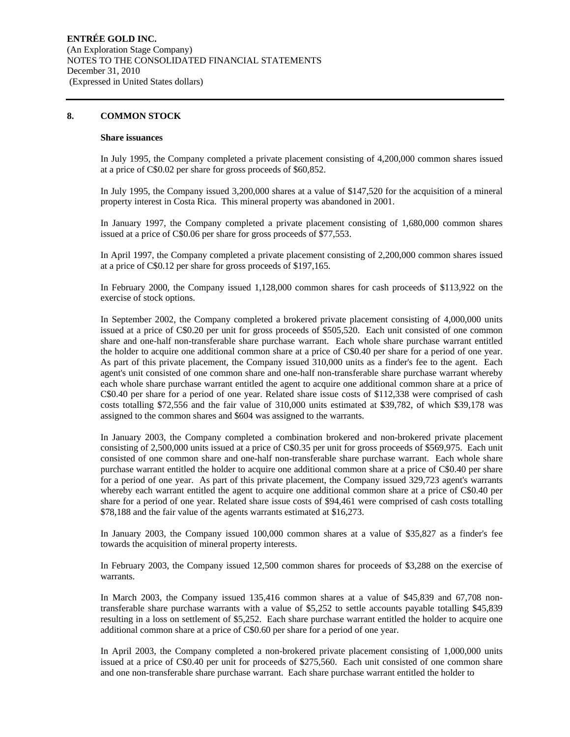## 8. COMMON STOCK

### Share issuances

In July 1995, the Company completed a private placement consisting of 4,200,000 common shares issued at a price of C$0.02 per share for gross proceeds of $60,852.

In July 1995, the Company issued 3,200,000 shares at a value of $147,520 for the acquisition of a mineral property interest in Costa Rica. This mineral property was abandoned in 2001.

In January 1997, the Company completed a private placement consisting of 1,680,000 common shares issued at a price of C$0.06 per share for gross proceeds of $77,553.

In April 1997, the Company completed a private placement consisting of 2,200,000 common shares issued at a price of C$0.12 per share for gross proceeds of $197,165.

In February 2000, the Company issued 1,128,000 common shares for cash proceeds of $113,922 on the exercise of stock options.

In September 2002, the Company completed a brokered private placement consisting of 4,000,000 units issued at a price of C$0.20 per unit for gross proceeds of $505,520. Each unit consisted of one common share and one-half non-transferable share purchase warrant. Each whole share purchase warrant entitled the holder to acquire one additional common share at a price of C$0.40 per share for a period of one year. As part of this private placement, the Company issued 310,000 units as a finder's fee to the agent. Each agent's unit consisted of one common share and one-half non-transferable share purchase warrant whereby each whole share purchase warrant entitled the agent to acquire one additional common share at a price of C$0.40 per share for a period of one year. Related share issue costs of $112,338 were comprised of cash costs totalling $72,556 and the fair value of 310,000 units estimated at $39,782, of which $39,178 was assigned to the common shares and $604 was assigned to the warrants.

In January 2003, the Company completed a combination brokered and non-brokered private placement consisting of 2,500,000 units issued at a price of C$0.35 per unit for gross proceeds of $569,975. Each unit consisted of one common share and one-half non-transferable share purchase warrant. Each whole share purchase warrant entitled the holder to acquire one additional common share at a price of C$0.40 per share for a period of one year. As part of this private placement, the Company issued 329,723 agent's warrants whereby each warrant entitled the agent to acquire one additional common share at a price of C$0.40 per share for a period of one year. Related share issue costs of $94,461 were comprised of cash costs totalling $78,188 and the fair value of the agents warrants estimated at $16,273.

In January 2003, the Company issued 100,000 common shares at a value of $35,827 as a finder's fee towards the acquisition of mineral property interests.

In February 2003, the Company issued 12,500 common shares for proceeds of $3,288 on the exercise of warrants.

In March 2003, the Company issued 135,416 common shares at a value of $45,839 and 67,708 non-transferable share purchase warrants with a value of $5,252 to settle accounts payable totalling $45,839 resulting in a loss on settlement of $5,252. Each share purchase warrant entitled the holder to acquire one additional common share at a price of C$0.60 per share for a period of one year.

In April 2003, the Company completed a non-brokered private placement consisting of 1,000,000 units issued at a price of C$0.40 per unit for proceeds of $275,560. Each unit consisted of one common share and one non-transferable share purchase warrant. Each share purchase warrant entitled the holder to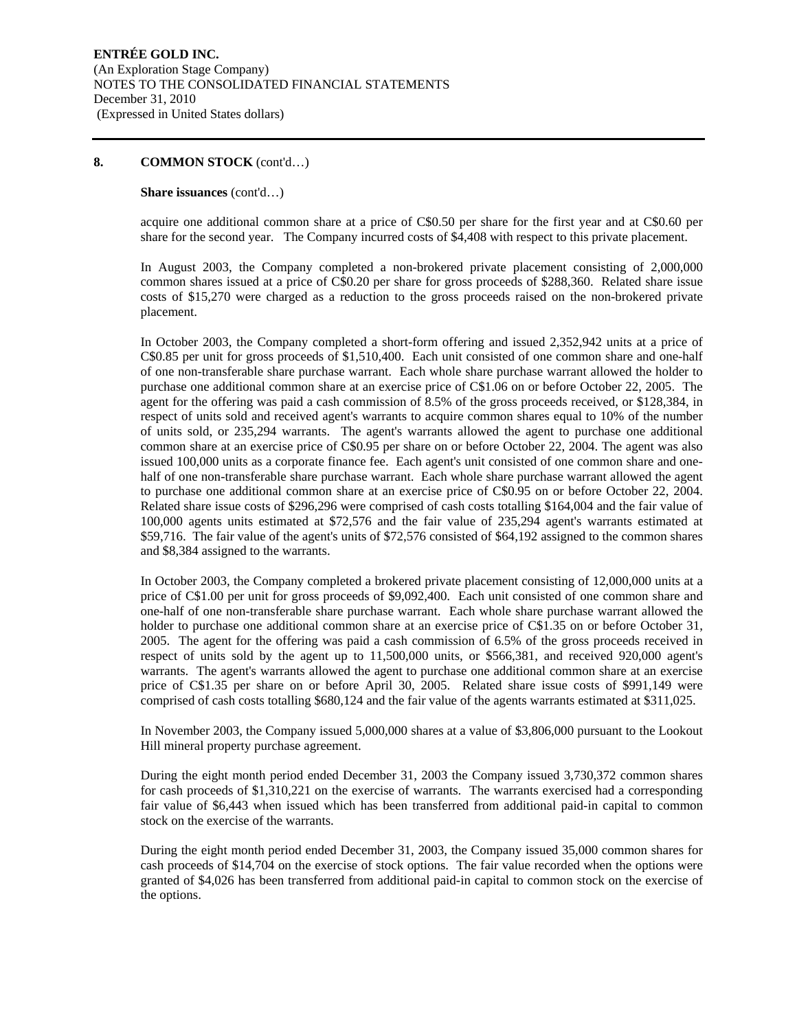## 8. COMMON STOCK (cont'd…)

**Share issuances** (cont'd…)

acquire one additional common share at a price of C$0.50 per share for the first year and at C$0.60 per share for the second year. The Company incurred costs of $4,408 with respect to this private placement.

In August 2003, the Company completed a non-brokered private placement consisting of 2,000,000 common shares issued at a price of C$0.20 per share for gross proceeds of $288,360. Related share issue costs of $15,270 were charged as a reduction to the gross proceeds raised on the non-brokered private placement.

In October 2003, the Company completed a short-form offering and issued 2,352,942 units at a price of C$0.85 per unit for gross proceeds of $1,510,400. Each unit consisted of one common share and one-half of one non-transferable share purchase warrant. Each whole share purchase warrant allowed the holder to purchase one additional common share at an exercise price of C$1.06 on or before October 22, 2005. The agent for the offering was paid a cash commission of 8.5% of the gross proceeds received, or $128,384, in respect of units sold and received agent's warrants to acquire common shares equal to 10% of the number of units sold, or 235,294 warrants. The agent's warrants allowed the agent to purchase one additional common share at an exercise price of C$0.95 per share on or before October 22, 2004. The agent was also issued 100,000 units as a corporate finance fee. Each agent's unit consisted of one common share and one-half of one non-transferable share purchase warrant. Each whole share purchase warrant allowed the agent to purchase one additional common share at an exercise price of C$0.95 on or before October 22, 2004. Related share issue costs of $296,296 were comprised of cash costs totalling $164,004 and the fair value of 100,000 agents units estimated at $72,576 and the fair value of 235,294 agent's warrants estimated at $59,716. The fair value of the agent's units of $72,576 consisted of $64,192 assigned to the common shares and $8,384 assigned to the warrants.

In October 2003, the Company completed a brokered private placement consisting of 12,000,000 units at a price of C$1.00 per unit for gross proceeds of $9,092,400. Each unit consisted of one common share and one-half of one non-transferable share purchase warrant. Each whole share purchase warrant allowed the holder to purchase one additional common share at an exercise price of C$1.35 on or before October 31, 2005. The agent for the offering was paid a cash commission of 6.5% of the gross proceeds received in respect of units sold by the agent up to 11,500,000 units, or $566,381, and received 920,000 agent's warrants. The agent's warrants allowed the agent to purchase one additional common share at an exercise price of C$1.35 per share on or before April 30, 2005. Related share issue costs of $991,149 were comprised of cash costs totalling $680,124 and the fair value of the agents warrants estimated at $311,025.

In November 2003, the Company issued 5,000,000 shares at a value of $3,806,000 pursuant to the Lookout Hill mineral property purchase agreement.

During the eight month period ended December 31, 2003 the Company issued 3,730,372 common shares for cash proceeds of $1,310,221 on the exercise of warrants. The warrants exercised had a corresponding fair value of $6,443 when issued which has been transferred from additional paid-in capital to common stock on the exercise of the warrants.

During the eight month period ended December 31, 2003, the Company issued 35,000 common shares for cash proceeds of $14,704 on the exercise of stock options. The fair value recorded when the options were granted of $4,026 has been transferred from additional paid-in capital to common stock on the exercise of the options.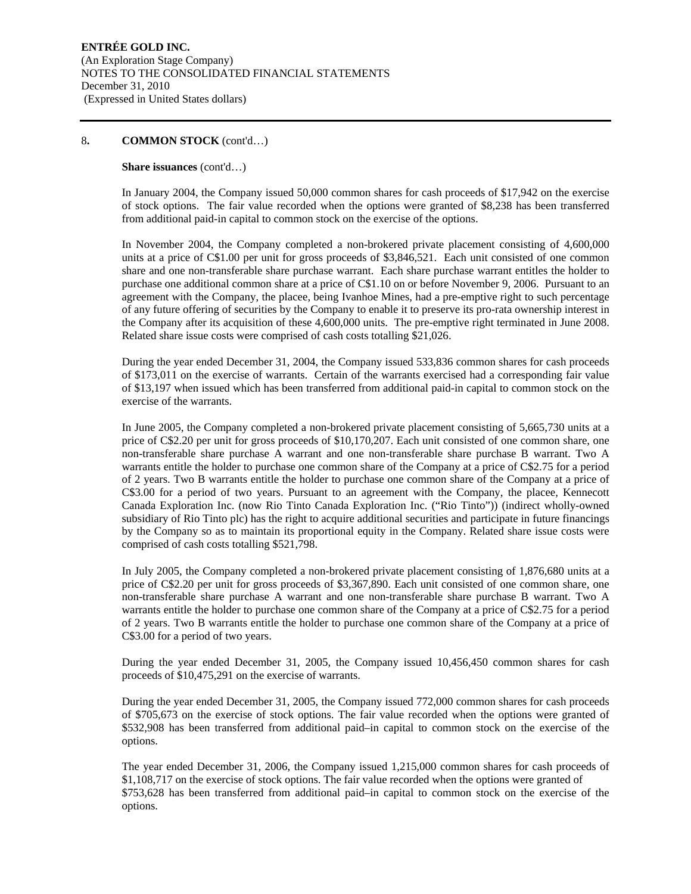## 8. COMMON STOCK (cont'd…)

**Share issuances** (cont'd…)

In January 2004, the Company issued 50,000 common shares for cash proceeds of $17,942 on the exercise of stock options. The fair value recorded when the options were granted of $8,238 has been transferred from additional paid-in capital to common stock on the exercise of the options.

In November 2004, the Company completed a non-brokered private placement consisting of 4,600,000 units at a price of C$1.00 per unit for gross proceeds of $3,846,521. Each unit consisted of one common share and one non-transferable share purchase warrant. Each share purchase warrant entitles the holder to purchase one additional common share at a price of C$1.10 on or before November 9, 2006. Pursuant to an agreement with the Company, the placee, being Ivanhoe Mines, had a pre-emptive right to such percentage of any future offering of securities by the Company to enable it to preserve its pro-rata ownership interest in the Company after its acquisition of these 4,600,000 units. The pre-emptive right terminated in June 2008. Related share issue costs were comprised of cash costs totalling $21,026.

During the year ended December 31, 2004, the Company issued 533,836 common shares for cash proceeds of $173,011 on the exercise of warrants. Certain of the warrants exercised had a corresponding fair value of $13,197 when issued which has been transferred from additional paid-in capital to common stock on the exercise of the warrants.

In June 2005, the Company completed a non-brokered private placement consisting of 5,665,730 units at a price of C$2.20 per unit for gross proceeds of $10,170,207. Each unit consisted of one common share, one non-transferable share purchase A warrant and one non-transferable share purchase B warrant. Two A warrants entitle the holder to purchase one common share of the Company at a price of C$2.75 for a period of 2 years. Two B warrants entitle the holder to purchase one common share of the Company at a price of C$3.00 for a period of two years. Pursuant to an agreement with the Company, the placee, Kennecott Canada Exploration Inc. (now Rio Tinto Canada Exploration Inc. ("Rio Tinto")) (indirect wholly-owned subsidiary of Rio Tinto plc) has the right to acquire additional securities and participate in future financings by the Company so as to maintain its proportional equity in the Company. Related share issue costs were comprised of cash costs totalling $521,798.

In July 2005, the Company completed a non-brokered private placement consisting of 1,876,680 units at a price of C$2.20 per unit for gross proceeds of $3,367,890. Each unit consisted of one common share, one non-transferable share purchase A warrant and one non-transferable share purchase B warrant. Two A warrants entitle the holder to purchase one common share of the Company at a price of C$2.75 for a period of 2 years. Two B warrants entitle the holder to purchase one common share of the Company at a price of C$3.00 for a period of two years.

During the year ended December 31, 2005, the Company issued 10,456,450 common shares for cash proceeds of $10,475,291 on the exercise of warrants.

During the year ended December 31, 2005, the Company issued 772,000 common shares for cash proceeds of $705,673 on the exercise of stock options. The fair value recorded when the options were granted of $532,908 has been transferred from additional paid–in capital to common stock on the exercise of the options.

The year ended December 31, 2006, the Company issued 1,215,000 common shares for cash proceeds of $1,108,717 on the exercise of stock options. The fair value recorded when the options were granted of $753,628 has been transferred from additional paid–in capital to common stock on the exercise of the options.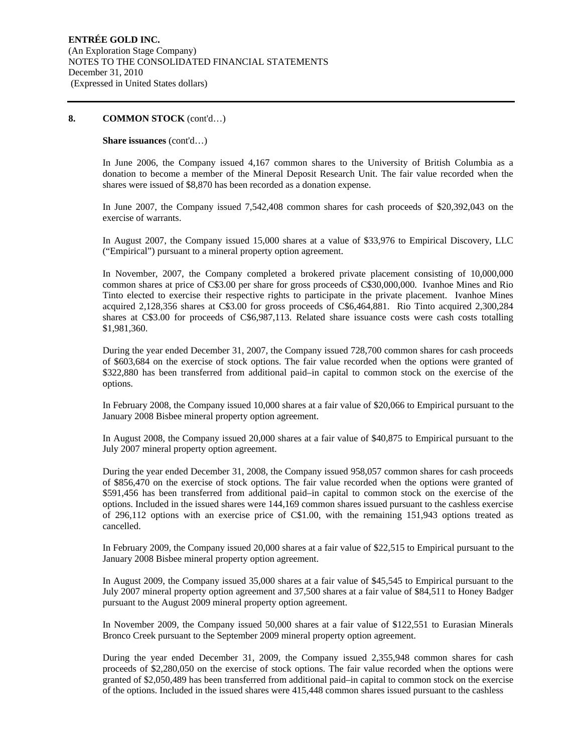## 8. COMMON STOCK (cont'd…)

**Share issuances** (cont'd…)

In June 2006, the Company issued 4,167 common shares to the University of British Columbia as a donation to become a member of the Mineral Deposit Research Unit. The fair value recorded when the shares were issued of $8,870 has been recorded as a donation expense.

In June 2007, the Company issued 7,542,408 common shares for cash proceeds of $20,392,043 on the exercise of warrants.

In August 2007, the Company issued 15,000 shares at a value of $33,976 to Empirical Discovery, LLC ("Empirical") pursuant to a mineral property option agreement.

In November, 2007, the Company completed a brokered private placement consisting of 10,000,000 common shares at price of C$3.00 per share for gross proceeds of C$30,000,000. Ivanhoe Mines and Rio Tinto elected to exercise their respective rights to participate in the private placement. Ivanhoe Mines acquired 2,128,356 shares at C$3.00 for gross proceeds of C$6,464,881. Rio Tinto acquired 2,300,284 shares at C$3.00 for proceeds of C$6,987,113. Related share issuance costs were cash costs totalling $1,981,360.

During the year ended December 31, 2007, the Company issued 728,700 common shares for cash proceeds of $603,684 on the exercise of stock options. The fair value recorded when the options were granted of $322,880 has been transferred from additional paid–in capital to common stock on the exercise of the options.

In February 2008, the Company issued 10,000 shares at a fair value of $20,066 to Empirical pursuant to the January 2008 Bisbee mineral property option agreement.

In August 2008, the Company issued 20,000 shares at a fair value of $40,875 to Empirical pursuant to the July 2007 mineral property option agreement.

During the year ended December 31, 2008, the Company issued 958,057 common shares for cash proceeds of $856,470 on the exercise of stock options. The fair value recorded when the options were granted of $591,456 has been transferred from additional paid–in capital to common stock on the exercise of the options. Included in the issued shares were 144,169 common shares issued pursuant to the cashless exercise of 296,112 options with an exercise price of C$1.00, with the remaining 151,943 options treated as cancelled.

In February 2009, the Company issued 20,000 shares at a fair value of $22,515 to Empirical pursuant to the January 2008 Bisbee mineral property option agreement.

In August 2009, the Company issued 35,000 shares at a fair value of $45,545 to Empirical pursuant to the July 2007 mineral property option agreement and 37,500 shares at a fair value of $84,511 to Honey Badger pursuant to the August 2009 mineral property option agreement.

In November 2009, the Company issued 50,000 shares at a fair value of $122,551 to Eurasian Minerals Bronco Creek pursuant to the September 2009 mineral property option agreement.

During the year ended December 31, 2009, the Company issued 2,355,948 common shares for cash proceeds of $2,280,050 on the exercise of stock options. The fair value recorded when the options were granted of $2,050,489 has been transferred from additional paid–in capital to common stock on the exercise of the options. Included in the issued shares were 415,448 common shares issued pursuant to the cashless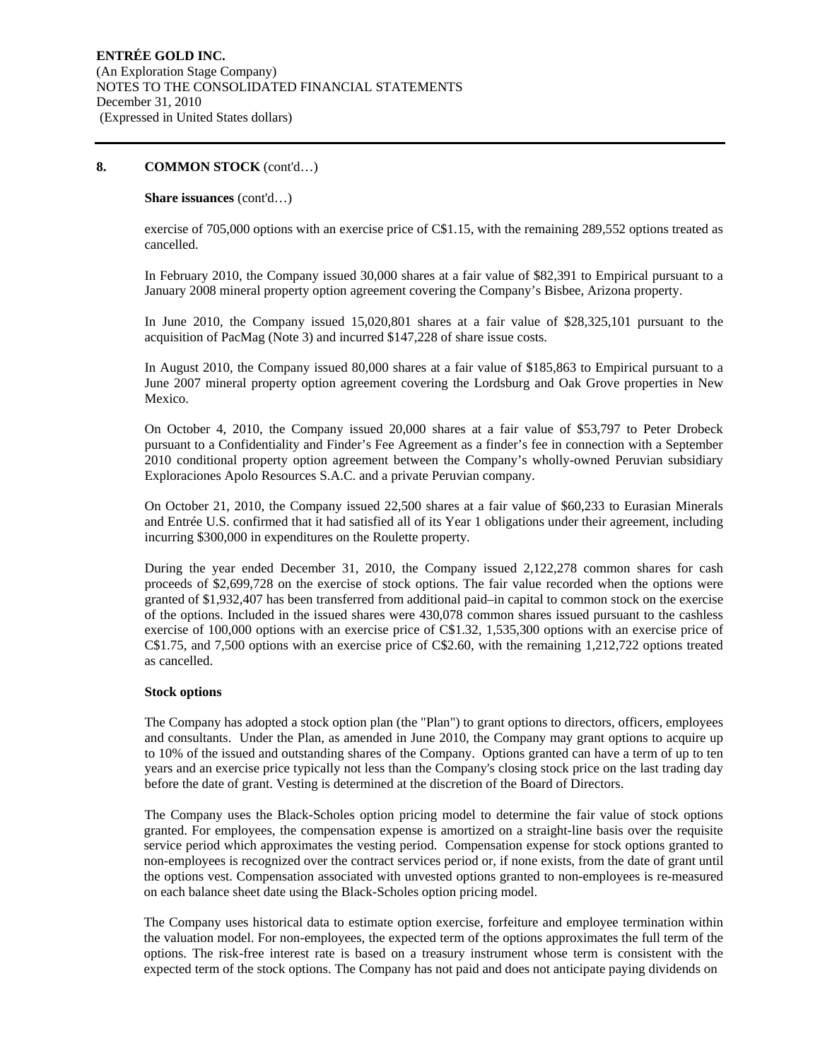**8. COMMON STOCK** (cont'd…)

**Share issuances** (cont'd…)

exercise of 705,000 options with an exercise price of C$1.15, with the remaining 289,552 options treated as cancelled.

In February 2010, the Company issued 30,000 shares at a fair value of $82,391 to Empirical pursuant to a January 2008 mineral property option agreement covering the Company's Bisbee, Arizona property.

In June 2010, the Company issued 15,020,801 shares at a fair value of $28,325,101 pursuant to the acquisition of PacMag (Note 3) and incurred $147,228 of share issue costs.

In August 2010, the Company issued 80,000 shares at a fair value of $185,863 to Empirical pursuant to a June 2007 mineral property option agreement covering the Lordsburg and Oak Grove properties in New Mexico.

On October 4, 2010, the Company issued 20,000 shares at a fair value of $53,797 to Peter Drobeck pursuant to a Confidentiality and Finder's Fee Agreement as a finder's fee in connection with a September 2010 conditional property option agreement between the Company's wholly-owned Peruvian subsidiary Exploraciones Apolo Resources S.A.C. and a private Peruvian company.

On October 21, 2010, the Company issued 22,500 shares at a fair value of $60,233 to Eurasian Minerals and Entrée U.S. confirmed that it had satisfied all of its Year 1 obligations under their agreement, including incurring $300,000 in expenditures on the Roulette property.

During the year ended December 31, 2010, the Company issued 2,122,278 common shares for cash proceeds of $2,699,728 on the exercise of stock options. The fair value recorded when the options were granted of $1,932,407 has been transferred from additional paid–in capital to common stock on the exercise of the options. Included in the issued shares were 430,078 common shares issued pursuant to the cashless exercise of 100,000 options with an exercise price of C$1.32, 1,535,300 options with an exercise price of C$1.75, and 7,500 options with an exercise price of C$2.60, with the remaining 1,212,722 options treated as cancelled.

**Stock options**

The Company has adopted a stock option plan (the "Plan") to grant options to directors, officers, employees and consultants. Under the Plan, as amended in June 2010, the Company may grant options to acquire up to 10% of the issued and outstanding shares of the Company. Options granted can have a term of up to ten years and an exercise price typically not less than the Company's closing stock price on the last trading day before the date of grant. Vesting is determined at the discretion of the Board of Directors.

The Company uses the Black-Scholes option pricing model to determine the fair value of stock options granted. For employees, the compensation expense is amortized on a straight-line basis over the requisite service period which approximates the vesting period. Compensation expense for stock options granted to non-employees is recognized over the contract services period or, if none exists, from the date of grant until the options vest. Compensation associated with unvested options granted to non-employees is re-measured on each balance sheet date using the Black-Scholes option pricing model.

The Company uses historical data to estimate option exercise, forfeiture and employee termination within the valuation model. For non-employees, the expected term of the options approximates the full term of the options. The risk-free interest rate is based on a treasury instrument whose term is consistent with the expected term of the stock options. The Company has not paid and does not anticipate paying dividends on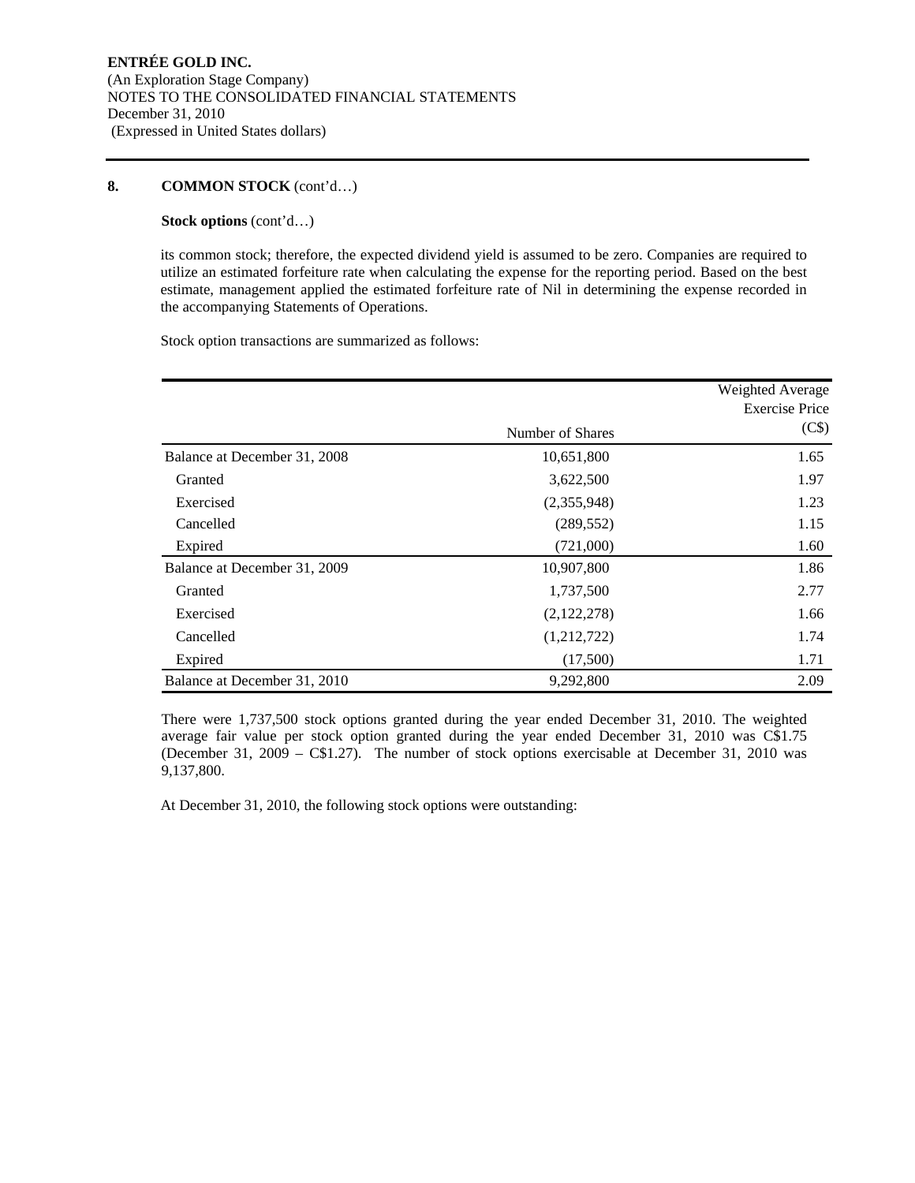## 8. COMMON STOCK (cont'd…)

**Stock options** (cont'd…)

its common stock; therefore, the expected dividend yield is assumed to be zero. Companies are required to utilize an estimated forfeiture rate when calculating the expense for the reporting period. Based on the best estimate, management applied the estimated forfeiture rate of Nil in determining the expense recorded in the accompanying Statements of Operations.

Stock option transactions are summarized as follows:

| | Number of Shares | Weighted Average Exercise Price (C$) |
|---|---|---|
| Balance at December 31, 2008 | 10,651,800 | 1.65 |
| Granted | 3,622,500 | 1.97 |
| Exercised | (2,355,948) | 1.23 |
| Cancelled | (289,552) | 1.15 |
| Expired | (721,000) | 1.60 |
| Balance at December 31, 2009 | 10,907,800 | 1.86 |
| Granted | 1,737,500 | 2.77 |
| Exercised | (2,122,278) | 1.66 |
| Cancelled | (1,212,722) | 1.74 |
| Expired | (17,500) | 1.71 |
| Balance at December 31, 2010 | 9,292,800 | 2.09 |

There were 1,737,500 stock options granted during the year ended December 31, 2010. The weighted average fair value per stock option granted during the year ended December 31, 2010 was C$1.75 (December 31, 2009 – C$1.27). The number of stock options exercisable at December 31, 2010 was 9,137,800.

At December 31, 2010, the following stock options were outstanding: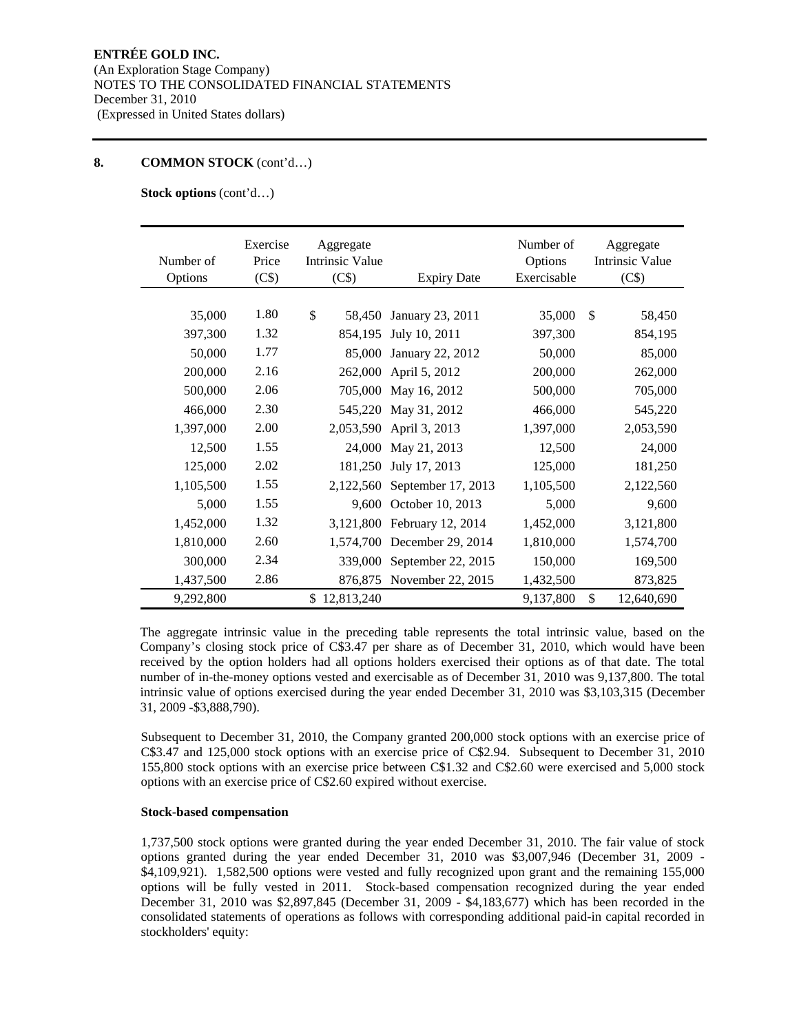**ENTRÉE GOLD INC.**
(An Exploration Stage Company)
NOTES TO THE CONSOLIDATED FINANCIAL STATEMENTS
December 31, 2010
(Expressed in United States dollars)

## 8. COMMON STOCK (cont'd…)

**Stock options** (cont'd…)

| Number of Options | Exercise Price (C$) | Aggregate Intrinsic Value (C$) | Expiry Date | Number of Options Exercisable | Aggregate Intrinsic Value (C$) |
|---|---|---|---|---|---|
| 35,000 | 1.80 | $ 58,450 | January 23, 2011 | 35,000 | $ 58,450 |
| 397,300 | 1.32 | 854,195 | July 10, 2011 | 397,300 | 854,195 |
| 50,000 | 1.77 | 85,000 | January 22, 2012 | 50,000 | 85,000 |
| 200,000 | 2.16 | 262,000 | April 5, 2012 | 200,000 | 262,000 |
| 500,000 | 2.06 | 705,000 | May 16, 2012 | 500,000 | 705,000 |
| 466,000 | 2.30 | 545,220 | May 31, 2012 | 466,000 | 545,220 |
| 1,397,000 | 2.00 | 2,053,590 | April 3, 2013 | 1,397,000 | 2,053,590 |
| 12,500 | 1.55 | 24,000 | May 21, 2013 | 12,500 | 24,000 |
| 125,000 | 2.02 | 181,250 | July 17, 2013 | 125,000 | 181,250 |
| 1,105,500 | 1.55 | 2,122,560 | September 17, 2013 | 1,105,500 | 2,122,560 |
| 5,000 | 1.55 | 9,600 | October 10, 2013 | 5,000 | 9,600 |
| 1,452,000 | 1.32 | 3,121,800 | February 12, 2014 | 1,452,000 | 3,121,800 |
| 1,810,000 | 2.60 | 1,574,700 | December 29, 2014 | 1,810,000 | 1,574,700 |
| 300,000 | 2.34 | 339,000 | September 22, 2015 | 150,000 | 169,500 |
| 1,437,500 | 2.86 | 876,875 | November 22, 2015 | 1,432,500 | 873,825 |
| 9,292,800 | | $ 12,813,240 | | 9,137,800 | $ 12,640,690 |

The aggregate intrinsic value in the preceding table represents the total intrinsic value, based on the Company's closing stock price of C$3.47 per share as of December 31, 2010, which would have been received by the option holders had all options holders exercised their options as of that date. The total number of in-the-money options vested and exercisable as of December 31, 2010 was 9,137,800. The total intrinsic value of options exercised during the year ended December 31, 2010 was $3,103,315 (December 31, 2009 -$3,888,790).

Subsequent to December 31, 2010, the Company granted 200,000 stock options with an exercise price of C$3.47 and 125,000 stock options with an exercise price of C$2.94. Subsequent to December 31, 2010 155,800 stock options with an exercise price between C$1.32 and C$2.60 were exercised and 5,000 stock options with an exercise price of C$2.60 expired without exercise.

**Stock-based compensation**

1,737,500 stock options were granted during the year ended December 31, 2010. The fair value of stock options granted during the year ended December 31, 2010 was $3,007,946 (December 31, 2009 - $4,109,921). 1,582,500 options were vested and fully recognized upon grant and the remaining 155,000 options will be fully vested in 2011. Stock-based compensation recognized during the year ended December 31, 2010 was $2,897,845 (December 31, 2009 - $4,183,677) which has been recorded in the consolidated statements of operations as follows with corresponding additional paid-in capital recorded in stockholders' equity: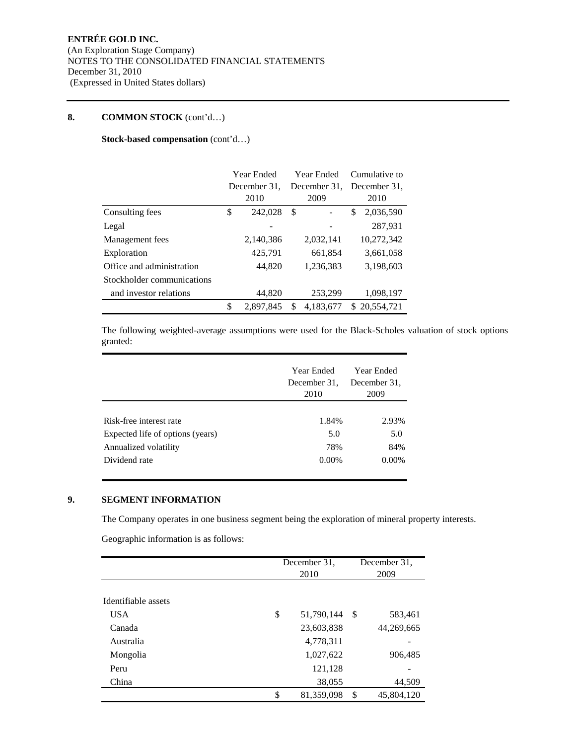**ENTRÉE GOLD INC.**
(An Exploration Stage Company)
NOTES TO THE CONSOLIDATED FINANCIAL STATEMENTS
December 31, 2010
(Expressed in United States dollars)

## 8. COMMON STOCK (cont'd…)

**Stock-based compensation** (cont'd…)

| | Year Ended December 31, 2010 | Year Ended December 31, 2009 | Cumulative to December 31, 2010 |
|---|---|---|---|
| Consulting fees | $ 242,028 | $ - | $ 2,036,590 |
| Legal | - | - | 287,931 |
| Management fees | 2,140,386 | 2,032,141 | 10,272,342 |
| Exploration | 425,791 | 661,854 | 3,661,058 |
| Office and administration | 44,820 | 1,236,383 | 3,198,603 |
| Stockholder communications and investor relations | 44,820 | 253,299 | 1,098,197 |
| | $ 2,897,845 | $ 4,183,677 | $ 20,554,721 |

The following weighted-average assumptions were used for the Black-Scholes valuation of stock options granted:

| | Year Ended December 31, 2010 | Year Ended December 31, 2009 |
|---|---|---|
| Risk-free interest rate | 1.84% | 2.93% |
| Expected life of options (years) | 5.0 | 5.0 |
| Annualized volatility | 78% | 84% |
| Dividend rate | 0.00% | 0.00% |

## 9. SEGMENT INFORMATION

The Company operates in one business segment being the exploration of mineral property interests.

Geographic information is as follows:

| | December 31, 2010 | December 31, 2009 |
|---|---|---|
| Identifiable assets | | |
| USA | $ 51,790,144 | $ 583,461 |
| Canada | 23,603,838 | 44,269,665 |
| Australia | 4,778,311 | - |
| Mongolia | 1,027,622 | 906,485 |
| Peru | 121,128 | - |
| China | 38,055 | 44,509 |
| | $ 81,359,098 | $ 45,804,120 |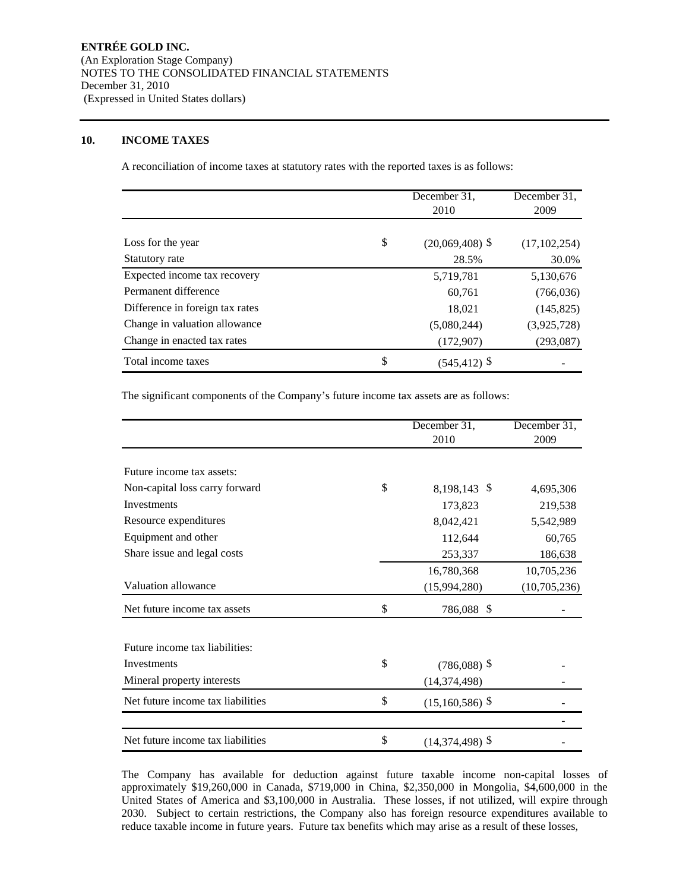**ENTRÉE GOLD INC.**
(An Exploration Stage Company)
NOTES TO THE CONSOLIDATED FINANCIAL STATEMENTS
December 31, 2010
(Expressed in United States dollars)

## 10. INCOME TAXES

A reconciliation of income taxes at statutory rates with the reported taxes is as follows:

| | December 31, 2010 | December 31, 2009 |
|---|---|---|
| Loss for the year | $ (20,069,408) | $ (17,102,254) |
| Statutory rate | 28.5% | 30.0% |
| Expected income tax recovery | 5,719,781 | 5,130,676 |
| Permanent difference | 60,761 | (766,036) |
| Difference in foreign tax rates | 18,021 | (145,825) |
| Change in valuation allowance | (5,080,244) | (3,925,728) |
| Change in enacted tax rates | (172,907) | (293,087) |
| Total income taxes | $ (545,412) | $ - |

The significant components of the Company's future income tax assets are as follows:

| | December 31, 2010 | December 31, 2009 |
|---|---|---|
| Future income tax assets: | | |
| Non-capital loss carry forward | $ 8,198,143 | $ 4,695,306 |
| Investments | 173,823 | 219,538 |
| Resource expenditures | 8,042,421 | 5,542,989 |
| Equipment and other | 112,644 | 60,765 |
| Share issue and legal costs | 253,337 | 186,638 |
| | 16,780,368 | 10,705,236 |
| Valuation allowance | (15,994,280) | (10,705,236) |
| Net future income tax assets | $ 786,088 | $ - |
| | | |
| Future income tax liabilities: | | |
| Investments | $ (786,088) | $ - |
| Mineral property interests | (14,374,498) | - |
| Net future income tax liabilities | $ (15,160,586) | $ - |
| | | - |
| Net future income tax liabilities | $ (14,374,498) | $ - |

The Company has available for deduction against future taxable income non-capital losses of approximately $19,260,000 in Canada, $719,000 in China, $2,350,000 in Mongolia, $4,600,000 in the United States of America and $3,100,000 in Australia. These losses, if not utilized, will expire through 2030. Subject to certain restrictions, the Company also has foreign resource expenditures available to reduce taxable income in future years. Future tax benefits which may arise as a result of these losses,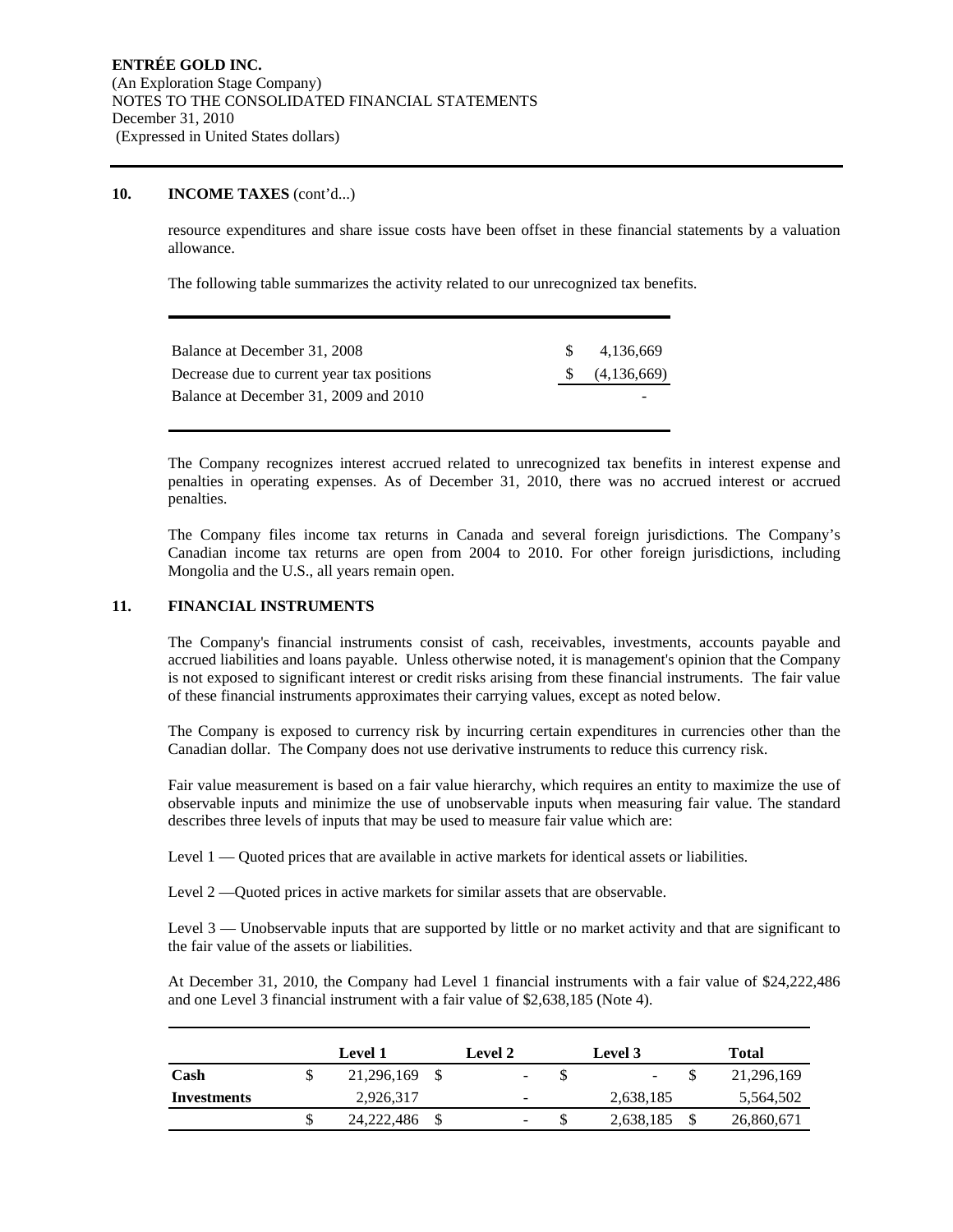ENTRÉE GOLD INC.
(An Exploration Stage Company)
NOTES TO THE CONSOLIDATED FINANCIAL STATEMENTS
December 31, 2010
(Expressed in United States dollars)

## 10. INCOME TAXES (cont'd...)

resource expenditures and share issue costs have been offset in these financial statements by a valuation allowance.

The following table summarizes the activity related to our unrecognized tax benefits.

| | |
|---|---|
| Balance at December 31, 2008 | $ 4,136,669 |
| Decrease due to current year tax positions | $ (4,136,669) |
| Balance at December 31, 2009 and 2010 | - |

The Company recognizes interest accrued related to unrecognized tax benefits in interest expense and penalties in operating expenses. As of December 31, 2010, there was no accrued interest or accrued penalties.

The Company files income tax returns in Canada and several foreign jurisdictions. The Company's Canadian income tax returns are open from 2004 to 2010. For other foreign jurisdictions, including Mongolia and the U.S., all years remain open.

## 11. FINANCIAL INSTRUMENTS

The Company's financial instruments consist of cash, receivables, investments, accounts payable and accrued liabilities and loans payable. Unless otherwise noted, it is management's opinion that the Company is not exposed to significant interest or credit risks arising from these financial instruments. The fair value of these financial instruments approximates their carrying values, except as noted below.

The Company is exposed to currency risk by incurring certain expenditures in currencies other than the Canadian dollar. The Company does not use derivative instruments to reduce this currency risk.

Fair value measurement is based on a fair value hierarchy, which requires an entity to maximize the use of observable inputs and minimize the use of unobservable inputs when measuring fair value. The standard describes three levels of inputs that may be used to measure fair value which are:

Level 1 — Quoted prices that are available in active markets for identical assets or liabilities.

Level 2 —Quoted prices in active markets for similar assets that are observable.

Level 3 — Unobservable inputs that are supported by little or no market activity and that are significant to the fair value of the assets or liabilities.

At December 31, 2010, the Company had Level 1 financial instruments with a fair value of $24,222,486 and one Level 3 financial instrument with a fair value of $2,638,185 (Note 4).

| | Level 1 | Level 2 | Level 3 | Total |
|---|---|---|---|---|
| **Cash** | $ 21,296,169 | $ - | $ - | $ 21,296,169 |
| **Investments** | 2,926,317 | - | 2,638,185 | 5,564,502 |
| | $ 24,222,486 | $ - | $ 2,638,185 | $ 26,860,671 |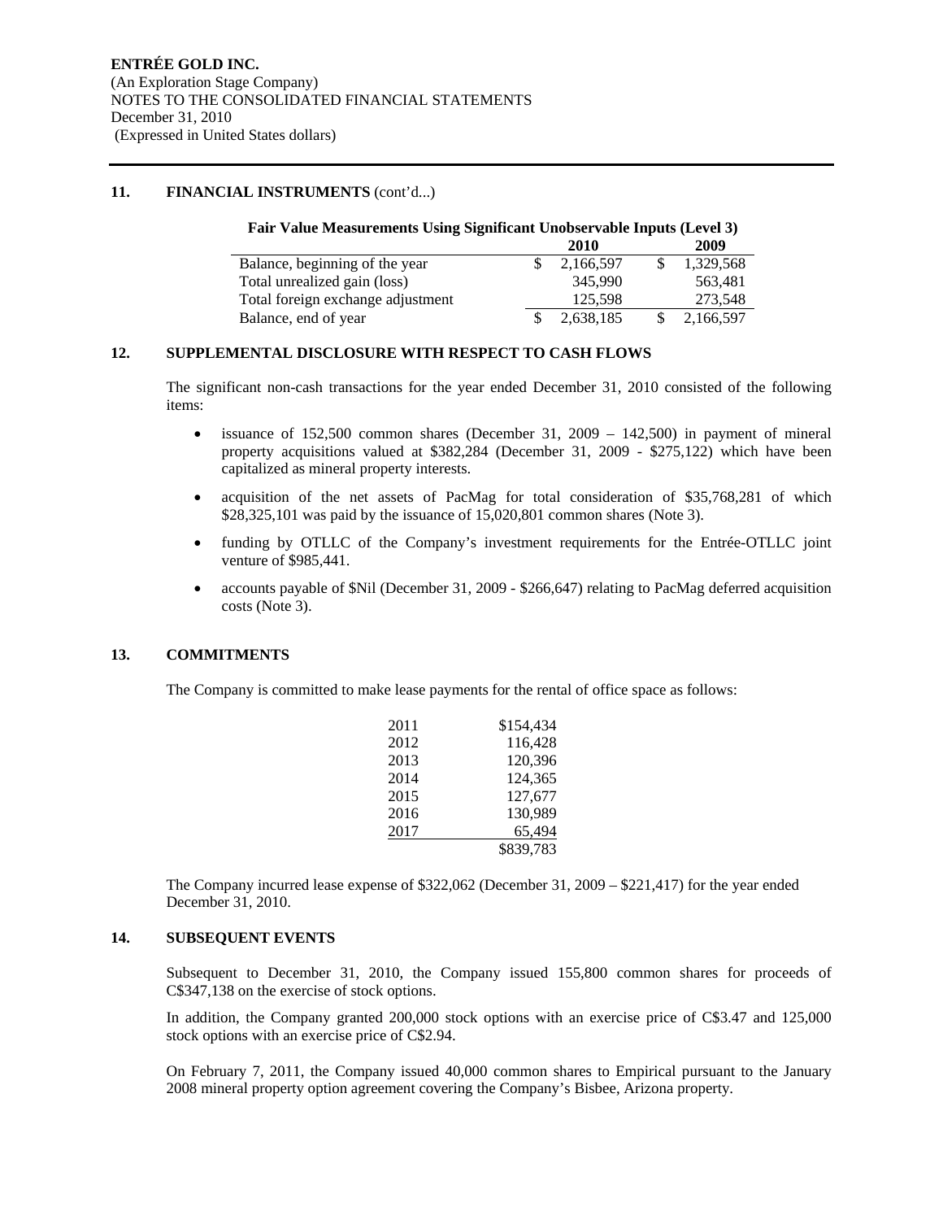**ENTRÉE GOLD INC.**
(An Exploration Stage Company)
NOTES TO THE CONSOLIDATED FINANCIAL STATEMENTS
December 31, 2010
(Expressed in United States dollars)

## 11. FINANCIAL INSTRUMENTS (cont'd...)

**Fair Value Measurements Using Significant Unobservable Inputs (Level 3)**

| | 2010 | 2009 |
|---|---|---|
| Balance, beginning of the year | $ 2,166,597 | $ 1,329,568 |
| Total unrealized gain (loss) | 345,990 | 563,481 |
| Total foreign exchange adjustment | 125,598 | 273,548 |
| Balance, end of year | $ 2,638,185 | $ 2,166,597 |

## 12. SUPPLEMENTAL DISCLOSURE WITH RESPECT TO CASH FLOWS

The significant non-cash transactions for the year ended December 31, 2010 consisted of the following items:

- issuance of 152,500 common shares (December 31, 2009 – 142,500) in payment of mineral property acquisitions valued at $382,284 (December 31, 2009 - $275,122) which have been capitalized as mineral property interests.
- acquisition of the net assets of PacMag for total consideration of $35,768,281 of which $28,325,101 was paid by the issuance of 15,020,801 common shares (Note 3).
- funding by OTLLC of the Company's investment requirements for the Entrée-OTLLC joint venture of $985,441.
- accounts payable of $Nil (December 31, 2009 - $266,647) relating to PacMag deferred acquisition costs (Note 3).

## 13. COMMITMENTS

The Company is committed to make lease payments for the rental of office space as follows:

| | |
|---|---|
| 2011 | $154,434 |
| 2012 | 116,428 |
| 2013 | 120,396 |
| 2014 | 124,365 |
| 2015 | 127,677 |
| 2016 | 130,989 |
| 2017 | 65,494 |
| | $839,783 |

The Company incurred lease expense of $322,062 (December 31, 2009 – $221,417) for the year ended December 31, 2010.

## 14. SUBSEQUENT EVENTS

Subsequent to December 31, 2010, the Company issued 155,800 common shares for proceeds of C$347,138 on the exercise of stock options.

In addition, the Company granted 200,000 stock options with an exercise price of C$3.47 and 125,000 stock options with an exercise price of C$2.94.

On February 7, 2011, the Company issued 40,000 common shares to Empirical pursuant to the January 2008 mineral property option agreement covering the Company's Bisbee, Arizona property.